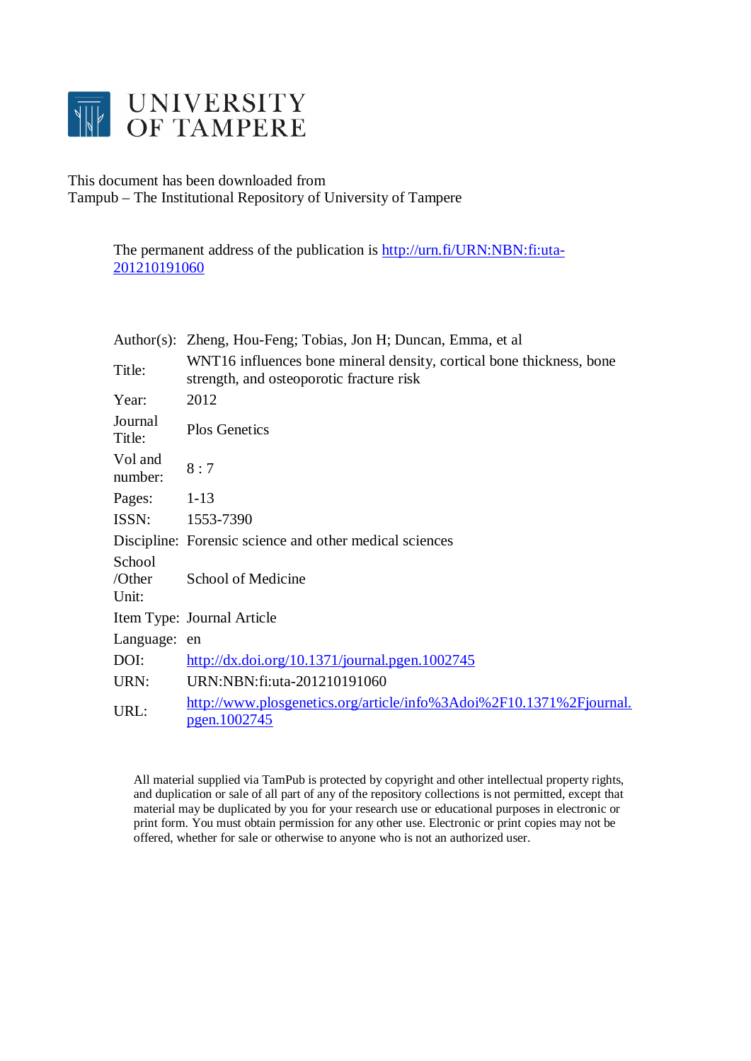# UNIVERSITY OF TAMPERE

This document has been downloaded from
Tampub – The Institutional Repository of University of Tampere

The permanent address of the publication is http://urn.fi/URN:NBN:fi:uta-201210191060

| | |
|---|---|
| Author(s): | Zheng, Hou-Feng; Tobias, Jon H; Duncan, Emma, et al |
| Title: | WNT16 influences bone mineral density, cortical bone thickness, bone strength, and osteoporotic fracture risk |
| Year: | 2012 |
| Journal Title: | Plos Genetics |
| Vol and number: | 8 : 7 |
| Pages: | 1-13 |
| ISSN: | 1553-7390 |
| Discipline: | Forensic science and other medical sciences |
| School /Other Unit: | School of Medicine |
| Item Type: | Journal Article |
| Language: | en |
| DOI: | http://dx.doi.org/10.1371/journal.pgen.1002745 |
| URN: | URN:NBN:fi:uta-201210191060 |
| URL: | http://www.plosgenetics.org/article/info%3Adoi%2F10.1371%2Fjournal.pgen.1002745 |

All material supplied via TamPub is protected by copyright and other intellectual property rights, and duplication or sale of all part of any of the repository collections is not permitted, except that material may be duplicated by you for your research use or educational purposes in electronic or print form. You must obtain permission for any other use. Electronic or print copies may not be offered, whether for sale or otherwise to anyone who is not an authorized user.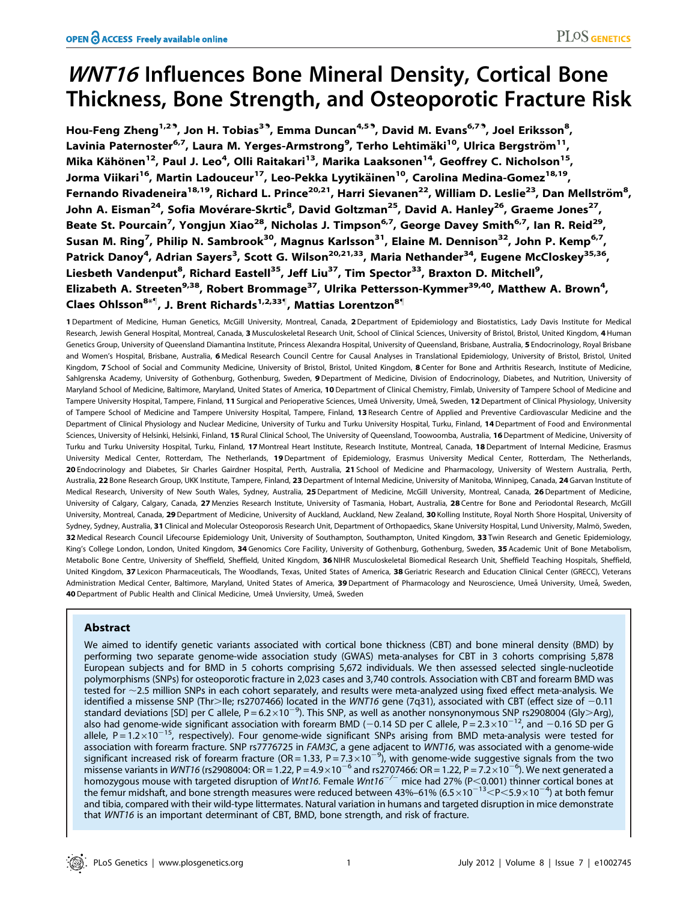# *WNT16* Influences Bone Mineral Density, Cortical Bone Thickness, Bone Strength, and Osteoporotic Fracture Risk

**Hou-Feng Zheng[1,2], Jon H. Tobias[3], Emma Duncan[4,5], David M. Evans[6,7], Joel Eriksson[8], Lavinia Paternoster[6,7], Laura M. Yerges-Armstrong[9], Terho Lehtimäki[10], Ulrica Bergström[11], Mika Kähönen[12], Paul J. Leo[4], Olli Raitakari[13], Marika Laaksonen[14], Geoffrey C. Nicholson[15], Jorma Viikari[16], Martin Ladouceur[17], Leo-Pekka Lyytikäinen[10], Carolina Medina-Gomez[18,19], Fernando Rivadeneira[18,19], Richard L. Prince[20,21], Harri Sievanen[22], William D. Leslie[23], Dan Mellström[8], John A. Eisman[24], Sofia Movérare-Skrtic[8], David Goltzman[25], David A. Hanley[26], Graeme Jones[27], Beate St. Pourcain[7], Yongjun Xiao[28], Nicholas J. Timpson[6,7], George Davey Smith[6,7], Ian R. Reid[29], Susan M. Ring[7], Philip N. Sambrook[30], Magnus Karlsson[31], Elaine M. Dennison[32], John P. Kemp[6,7], Patrick Danoy[4], Adrian Sayers[3], Scott G. Wilson[20,21,33], Maria Nethander[34], Eugene McCloskey[35,36], Liesbeth Vandenput[8], Richard Eastell[35], Jeff Liu[37], Tim Spector[33], Braxton D. Mitchell[9], Elizabeth A. Streeten[9,38], Robert Brommage[37], Ulrika Pettersson-Kymmer[39,40], Matthew A. Brown[4], Claes Ohlsson[8*], J. Brent Richards[1,2,33], Mattias Lorentzon[8]**

1 Department of Medicine, Human Genetics, McGill University, Montreal, Canada, 2 Department of Epidemiology and Biostatistics, Lady Davis Institute for Medical Research, Jewish General Hospital, Montreal, Canada, 3 Musculoskeletal Research Unit, School of Clinical Sciences, University of Bristol, Bristol, United Kingdom, 4 Human Genetics Group, University of Queensland Diamantina Institute, Princess Alexandra Hospital, University of Queensland, Brisbane, Australia, 5 Endocrinology, Royal Brisbane and Women's Hospital, Brisbane, Australia, 6 Medical Research Council Centre for Causal Analyses in Translational Epidemiology, University of Bristol, Bristol, United Kingdom, 7 School of Social and Community Medicine, University of Bristol, Bristol, United Kingdom, 8 Center for Bone and Arthritis Research, Institute of Medicine, Sahlgrenska Academy, University of Gothenburg, Gothenburg, Sweden, 9 Department of Medicine, Division of Endocrinology, Diabetes, and Nutrition, University of Maryland School of Medicine, Baltimore, Maryland, United States of America, 10 Department of Clinical Chemistry, Fimlab, University of Tampere School of Medicine and Tampere University Hospital, Tampere, Finland, 11 Surgical and Perioperative Sciences, Umeå University, Umeå, Sweden, 12 Department of Clinical Physiology, University of Tampere School of Medicine and Tampere University Hospital, Tampere, Finland, 13 Research Centre of Applied and Preventive Cardiovascular Medicine and the Department of Clinical Physiology and Nuclear Medicine, University of Turku and Turku University Hospital, Turku, Finland, 14 Department of Food and Environmental Sciences, University of Helsinki, Helsinki, Finland, 15 Rural Clinical School, The University of Queensland, Toowoomba, Australia, 16 Department of Medicine, University of Turku and Turku University Hospital, Turku, Finland, 17 Montreal Heart Institute, Research Institute, Montreal, Canada, 18 Department of Internal Medicine, Erasmus University Medical Center, Rotterdam, The Netherlands, 19 Department of Epidemiology, Erasmus University Medical Center, Rotterdam, The Netherlands, 20 Endocrinology and Diabetes, Sir Charles Gairdner Hospital, Perth, Australia, 21 School of Medicine and Pharmacology, University of Western Australia, Perth, Australia, 22 Bone Research Group, UKK Institute, Tampere, Finland, 23 Department of Internal Medicine, University of Manitoba, Winnipeg, Canada, 24 Garvan Institute of Medical Research, University of New South Wales, Sydney, Australia, 25 Department of Medicine, McGill University, Montreal, Canada, 26 Department of Medicine, University of Calgary, Calgary, Canada, 27 Menzies Research Institute, University of Tasmania, Hobart, Australia, 28 Centre for Bone and Periodontal Research, McGill University, Montreal, Canada, 29 Department of Medicine, University of Auckland, Auckland, New Zealand, 30 Kolling Institute, Royal North Shore Hospital, University of Sydney, Sydney, Australia, 31 Clinical and Molecular Osteoporosis Research Unit, Department of Orthopaedics, Skane University Hospital, Lund University, Malmö, Sweden, 32 Medical Research Council Lifecourse Epidemiology Unit, University of Southampton, Southampton, United Kingdom, 33 Twin Research and Genetic Epidemiology, King's College London, London, United Kingdom, 34 Genomics Core Facility, University of Gothenburg, Gothenburg, Sweden, 35 Academic Unit of Bone Metabolism, Metabolic Bone Centre, University of Sheffield, Sheffield, United Kingdom, 36 NIHR Musculoskeletal Biomedical Research Unit, Sheffield Teaching Hospitals, Sheffield, United Kingdom, 37 Lexicon Pharmaceuticals, The Woodlands, Texas, United States of America, 38 Geriatric Research and Education Clinical Center (GRECC), Veterans Administration Medical Center, Baltimore, Maryland, United States of America, 39 Department of Pharmacology and Neuroscience, Umeå University, Umeå, Sweden, 40 Department of Public Health and Clinical Medicine, Umeå Unviersity, Umeå, Sweden

## Abstract

We aimed to identify genetic variants associated with cortical bone thickness (CBT) and bone mineral density (BMD) by performing two separate genome-wide association study (GWAS) meta-analyses for CBT in 3 cohorts comprising 5,878 European subjects and for BMD in 5 cohorts comprising 5,672 individuals. We then assessed selected single-nucleotide polymorphisms (SNPs) for osteoporotic fracture in 2,023 cases and 3,740 controls. Association with CBT and forearm BMD was tested for ~2.5 million SNPs in each cohort separately, and results were meta-analyzed using fixed effect meta-analysis. We identified a missense SNP (Thr>Ile; rs2707466) located in the *WNT16* gene (7q31), associated with CBT (effect size of −0.11 standard deviations [SD] per C allele, $P = 6.2\times10^{-9}$). This SNP, as well as another nonsynonymous SNP rs2908004 (Gly>Arg), also had genome-wide significant association with forearm BMD (−0.14 SD per C allele, $P = 2.3\times10^{-12}$, and −0.16 SD per G allele, $P = 1.2\times10^{-15}$, respectively). Four genome-wide significant SNPs arising from BMD meta-analysis were tested for association with forearm fracture. SNP rs7776725 in *FAM3C*, a gene adjacent to *WNT16*, was associated with a genome-wide significant increased risk of forearm fracture (OR = 1.33, $P = 7.3\times10^{-9}$), with genome-wide suggestive signals from the two missense variants in *WNT16* (rs2908004: OR = 1.22, $P = 4.9\times10^{-6}$ and rs2707466: OR = 1.22, $P = 7.2\times10^{-6}$). We next generated a homozygous mouse with targeted disruption of *Wnt16*. Female *Wnt16*$^{-/-}$ mice had 27% ($P<0.001$) thinner cortical bones at the femur midshaft, and bone strength measures were reduced between 43%–61% ($6.5\times10^{-13}<P<5.9\times10^{-4}$) at both femur and tibia, compared with their wild-type littermates. Natural variation in humans and targeted disruption in mice demonstrate that *WNT16* is an important determinant of CBT, BMD, bone strength, and risk of fracture.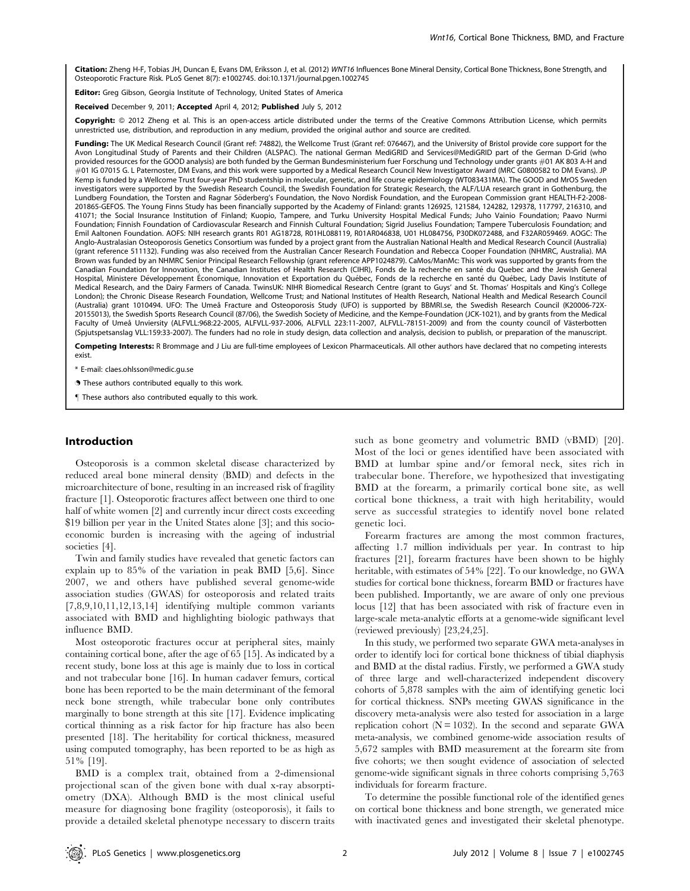**Citation:** Zheng H-F, Tobias JH, Duncan E, Evans DM, Eriksson J, et al. (2012) *WNT16* Influences Bone Mineral Density, Cortical Bone Thickness, Bone Strength, and Osteoporotic Fracture Risk. PLoS Genet 8(7): e1002745. doi:10.1371/journal.pgen.1002745

**Editor:** Greg Gibson, Georgia Institute of Technology, United States of America

**Received** December 9, 2011; **Accepted** April 4, 2012; **Published** July 5, 2012

**Copyright:** © 2012 Zheng et al. This is an open-access article distributed under the terms of the Creative Commons Attribution License, which permits unrestricted use, distribution, and reproduction in any medium, provided the original author and source are credited.

**Funding:** The UK Medical Research Council (Grant ref: 74882), the Wellcome Trust (Grant ref: 076467), and the University of Bristol provide core support for the Avon Longitudinal Study of Parents and their Children (ALSPAC). The national German MediGRID and Services@MediGRID part of the German D-Grid (who provided resources for the GOOD analysis) are both funded by the German Bundesministerium fuer Forschung und Technology under grants #01 AK 803 A-H and #01 IG 07015 G. L Paternoster, DM Evans, and this work were supported by a Medical Research Council New Investigator Award (MRC G0800582 to DM Evans). JP Kemp is funded by a Wellcome Trust four-year PhD studentship in molecular, genetic, and life course epidemiology (WT083431MA). The GOOD and MrOS Sweden investigators were supported by the Swedish Research Council, the Swedish Foundation for Strategic Research, the ALF/LUA research grant in Gothenburg, the Lundberg Foundation, the Torsten and Ragnar Söderberg's Foundation, the Novo Nordisk Foundation, and the European Commission grant HEALTH-F2-2008-201865-GEFOS. The Young Finns Study has been financially supported by the Academy of Finland: grants 126925, 121584, 124282, 129378, 117797, 216310, and 41071; the Social Insurance Institution of Finland; Kuopio, Tampere, and Turku University Hospital Medical Funds; Juho Vainio Foundation; Paavo Nurmi Foundation; Finnish Foundation of Cardiovascular Research and Finnish Cultural Foundation; Sigrid Juselius Foundation; Tampere Tuberculosis Foundation; and Emil Aaltonen Foundation. AOFS: NIH research grants R01 AG18728, R01HL088119, R01AR046838, U01 HL084756, P30DK072488, and F32AR059469. AOGC: The Anglo-Australasian Osteoporosis Genetics Consortium was funded by a project grant from the Australian National Health and Medical Research Council (Australia) (grant reference 511132). Funding was also received from the Australian Cancer Research Foundation and Rebecca Cooper Foundation (NHMRC, Australia). MA Brown was funded by an NHMRC Senior Principal Research Fellowship (grant reference APP1024879). CaMos/ManMc: This work was supported by grants from the Canadian Foundation for Innovation, the Canadian Institutes of Health Research (CIHR), Fonds de la recherche en santé du Quebec and the Jewish General Hospital, Ministere Développement Économique, Innovation et Exportation du Québec, Fonds de la recherche en santé du Québec, Lady Davis Institute of Medical Research, and the Dairy Farmers of Canada. TwinsUK: NIHR Biomedical Research Centre (grant to Guys' and St. Thomas' Hospitals and King's College London); the Chronic Disease Research Foundation, Wellcome Trust; and National Institutes of Health Research, National Health and Medical Research Council (Australia) grant 1010494. UFO: The Umeå Fracture and Osteoporosis Study (UFO) is supported by BBMRI.se, the Swedish Research Council (K20006-72X-20155013), the Swedish Sports Research Council (87/06), the Swedish Society of Medicine, and the Kempe-Foundation (JCK-1021), and by grants from the Medical Faculty of Umeå Unviersity (ALFVLL:968:22-2005, ALFVLL-937-2006, ALFVLL 223:11-2007, ALFVLL-78151-2009) and from the county council of Västerbotten (Spjutspetsanslag VLL:159:33-2007). The funders had no role in study design, data collection and analysis, decision to publish, or preparation of the manuscript.

**Competing Interests:** R Brommage and J Liu are full-time employees of Lexicon Pharmaceuticals. All other authors have declared that no competing interests exist.

\* E-mail: claes.ohlsson@medic.gu.se

◑ These authors contributed equally to this work.

¶ These authors also contributed equally to this work.

## Introduction

Osteoporosis is a common skeletal disease characterized by reduced areal bone mineral density (BMD) and defects in the microarchitecture of bone, resulting in an increased risk of fragility fracture [1]. Osteoporotic fractures affect between one third to one half of white women [2] and currently incur direct costs exceeding $19 billion per year in the United States alone [3]; and this socio-economic burden is increasing with the ageing of industrial societies [4].

Twin and family studies have revealed that genetic factors can explain up to 85% of the variation in peak BMD [5,6]. Since 2007, we and others have published several genome-wide association studies (GWAS) for osteoporosis and related traits [7,8,9,10,11,12,13,14] identifying multiple common variants associated with BMD and highlighting biologic pathways that influence BMD.

Most osteoporotic fractures occur at peripheral sites, mainly containing cortical bone, after the age of 65 [15]. As indicated by a recent study, bone loss at this age is mainly due to loss in cortical and not trabecular bone [16]. In human cadaver femurs, cortical bone has been reported to be the main determinant of the femoral neck bone strength, while trabecular bone only contributes marginally to bone strength at this site [17]. Evidence implicating cortical thinning as a risk factor for hip fracture has also been presented [18]. The heritability for cortical thickness, measured using computed tomography, has been reported to be as high as 51% [19].

BMD is a complex trait, obtained from a 2-dimensional projectional scan of the given bone with dual x-ray absorptiometry (DXA). Although BMD is the most clinical useful measure for diagnosing bone fragility (osteoporosis), it fails to provide a detailed skeletal phenotype necessary to discern traits such as bone geometry and volumetric BMD (vBMD) [20]. Most of the loci or genes identified have been associated with BMD at lumbar spine and/or femoral neck, sites rich in trabecular bone. Therefore, we hypothesized that investigating BMD at the forearm, a primarily cortical bone site, as well cortical bone thickness, a trait with high heritability, would serve as successful strategies to identify novel bone related genetic loci.

Forearm fractures are among the most common fractures, affecting 1.7 million individuals per year. In contrast to hip fractures [21], forearm fractures have been shown to be highly heritable, with estimates of 54% [22]. To our knowledge, no GWA studies for cortical bone thickness, forearm BMD or fractures have been published. Importantly, we are aware of only one previous locus [12] that has been associated with risk of fracture even in large-scale meta-analytic efforts at a genome-wide significant level (reviewed previously) [23,24,25].

In this study, we performed two separate GWA meta-analyses in order to identify loci for cortical bone thickness of tibial diaphysis and BMD at the distal radius. Firstly, we performed a GWA study of three large and well-characterized independent discovery cohorts of 5,878 samples with the aim of identifying genetic loci for cortical thickness. SNPs meeting GWAS significance in the discovery meta-analysis were also tested for association in a large replication cohort ($N = 1032$). In the second and separate GWA meta-analysis, we combined genome-wide association results of 5,672 samples with BMD measurement at the forearm site from five cohorts; we then sought evidence of association of selected genome-wide significant signals in three cohorts comprising 5,763 individuals for forearm fracture.

To determine the possible functional role of the identified genes on cortical bone thickness and bone strength, we generated mice with inactivated genes and investigated their skeletal phenotype.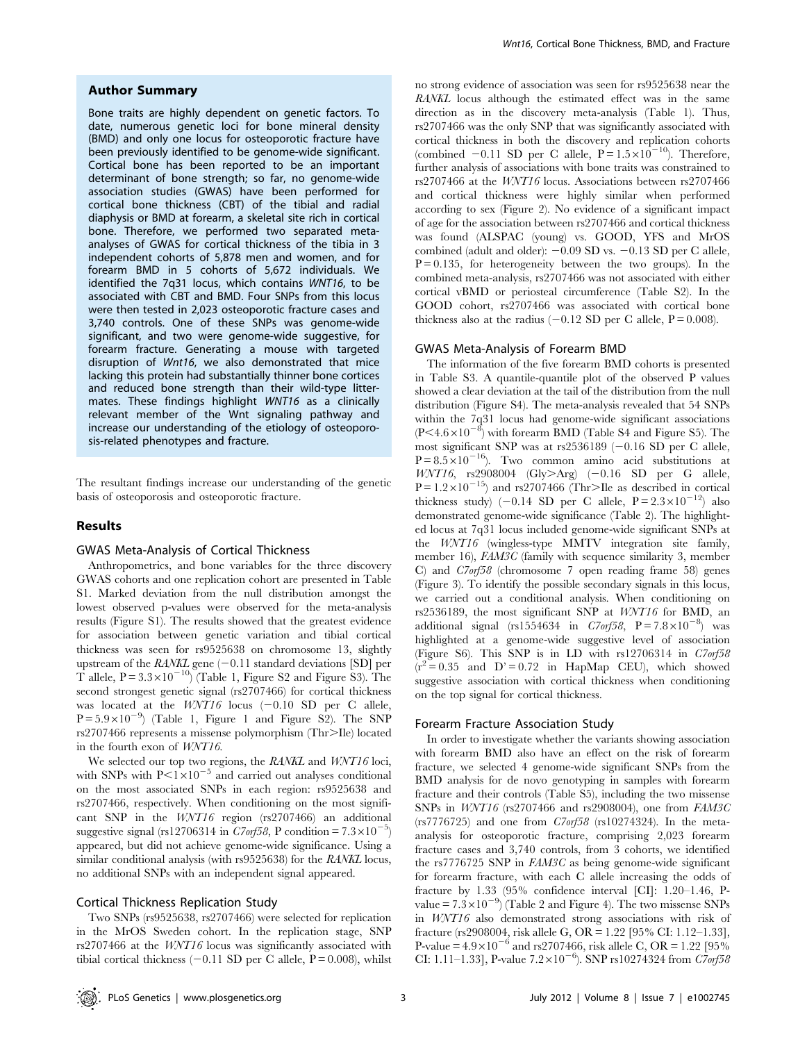## Author Summary

Bone traits are highly dependent on genetic factors. To date, numerous genetic loci for bone mineral density (BMD) and only one locus for osteoporotic fracture have been previously identified to be genome-wide significant. Cortical bone has been reported to be an important determinant of bone strength; so far, no genome-wide association studies (GWAS) have been performed for cortical bone thickness (CBT) of the tibial and radial diaphysis or BMD at forearm, a skeletal site rich in cortical bone. Therefore, we performed two separated meta-analyses of GWAS for cortical thickness of the tibia in 3 independent cohorts of 5,878 men and women, and for forearm BMD in 5 cohorts of 5,672 individuals. We identified the 7q31 locus, which contains *WNT16*, to be associated with CBT and BMD. Four SNPs from this locus were then tested in 2,023 osteoporotic fracture cases and 3,740 controls. One of these SNPs was genome-wide significant, and two were genome-wide suggestive, for forearm fracture. Generating a mouse with targeted disruption of *Wnt16*, we also demonstrated that mice lacking this protein had substantially thinner bone cortices and reduced bone strength than their wild-type littermates. These findings highlight *WNT16* as a clinically relevant member of the Wnt signaling pathway and increase our understanding of the etiology of osteoporosis-related phenotypes and fracture.

The resultant findings increase our understanding of the genetic basis of osteoporosis and osteoporotic fracture.

## Results

### GWAS Meta-Analysis of Cortical Thickness

Anthropometrics, and bone variables for the three discovery GWAS cohorts and one replication cohort are presented in Table S1. Marked deviation from the null distribution amongst the lowest observed p-values were observed for the meta-analysis results (Figure S1). The results showed that the greatest evidence for association between genetic variation and tibial cortical thickness was seen for rs9525638 on chromosome 13, slightly upstream of the *RANKL* gene (−0.11 standard deviations [SD] per T allele, $P = 3.3\times10^{-10}$) (Table 1, Figure S2 and Figure S3). The second strongest genetic signal (rs2707466) for cortical thickness was located at the *WNT16* locus (−0.10 SD per C allele, $P = 5.9\times10^{-9}$) (Table 1, Figure 1 and Figure S2). The SNP rs2707466 represents a missense polymorphism (Thr>Ile) located in the fourth exon of *WNT16*.

We selected our top two regions, the *RANKL* and *WNT16* loci, with SNPs with $P<1\times10^{-5}$ and carried out analyses conditional on the most associated SNPs in each region: rs9525638 and rs2707466, respectively. When conditioning on the most significant SNP in the *WNT16* region (rs2707466) an additional suggestive signal (rs12706314 in *C7orf58*, P condition $= 7.3\times10^{-5}$) appeared, but did not achieve genome-wide significance. Using a similar conditional analysis (with rs9525638) for the *RANKL* locus, no additional SNPs with an independent signal appeared.

### Cortical Thickness Replication Study

Two SNPs (rs9525638, rs2707466) were selected for replication in the MrOS Sweden cohort. In the replication stage, SNP rs2707466 at the *WNT16* locus was significantly associated with tibial cortical thickness (−0.11 SD per C allele, P = 0.008), whilst no strong evidence of association was seen for rs9525638 near the *RANKL* locus although the estimated effect was in the same direction as in the discovery meta-analysis (Table 1). Thus, rs2707466 was the only SNP that was significantly associated with cortical thickness in both the discovery and replication cohorts (combined −0.11 SD per C allele, $P = 1.5\times10^{-10}$). Therefore, further analysis of associations with bone traits was constrained to rs2707466 at the *WNT16* locus. Associations between rs2707466 and cortical thickness were highly similar when performed according to sex (Figure 2). No evidence of a significant impact of age for the association between rs2707466 and cortical thickness was found (ALSPAC (young) vs. GOOD, YFS and MrOS combined (adult and older): −0.09 SD vs. −0.13 SD per C allele, P = 0.135, for heterogeneity between the two groups). In the combined meta-analysis, rs2707466 was not associated with either cortical vBMD or periosteal circumference (Table S2). In the GOOD cohort, rs2707466 was associated with cortical bone thickness also at the radius (−0.12 SD per C allele, P = 0.008).

### GWAS Meta-Analysis of Forearm BMD

The information of the five forearm BMD cohorts is presented in Table S3. A quantile-quantile plot of the observed P values showed a clear deviation at the tail of the distribution from the null distribution (Figure S4). The meta-analysis revealed that 54 SNPs within the 7q31 locus had genome-wide significant associations ($P<4.6\times10^{-8}$) with forearm BMD (Table S4 and Figure S5). The most significant SNP was at rs2536189 (−0.16 SD per C allele, $P = 8.5\times10^{-16}$). Two common amino acid substitutions at *WNT16*, rs2908004 (Gly>Arg) (−0.16 SD per G allele, $P = 1.2\times10^{-15}$) and rs2707466 (Thr>Ile as described in cortical thickness study) (−0.14 SD per C allele, $P = 2.3\times10^{-12}$) also demonstrated genome-wide significance (Table 2). The highlighted locus at 7q31 locus included genome-wide significant SNPs at the *WNT16* (wingless-type MMTV integration site family, member 16), *FAM3C* (family with sequence similarity 3, member C) and *C7orf58* (chromosome 7 open reading frame 58) genes (Figure 3). To identify the possible secondary signals in this locus, we carried out a conditional analysis. When conditioning on rs2536189, the most significant SNP at *WNT16* for BMD, an additional signal (rs1554634 in *C7orf58*, $P = 7.8\times10^{-8}$) was highlighted at a genome-wide suggestive level of association (Figure S6). This SNP is in LD with rs12706314 in *C7orf58* ($r^2 = 0.35$ and $D' = 0.72$ in HapMap CEU), which showed suggestive association with cortical thickness when conditioning on the top signal for cortical thickness.

### Forearm Fracture Association Study

In order to investigate whether the variants showing association with forearm BMD also have an effect on the risk of forearm fracture, we selected 4 genome-wide significant SNPs from the BMD analysis for de novo genotyping in samples with forearm fracture and their controls (Table S5), including the two missense SNPs in *WNT16* (rs2707466 and rs2908004), one from *FAM3C* (rs7776725) and one from *C7orf58* (rs10274324). In the meta-analysis for osteoporotic fracture, comprising 2,023 forearm fracture cases and 3,740 controls, from 3 cohorts, we identified the rs7776725 SNP in *FAM3C* as being genome-wide significant for forearm fracture, with each C allele increasing the odds of fracture by 1.33 (95% confidence interval [CI]: 1.20–1.46, P-value $= 7.3\times10^{-9}$) (Table 2 and Figure 4). The two missense SNPs in *WNT16* also demonstrated strong associations with risk of fracture (rs2908004, risk allele G, OR = 1.22 [95% CI: 1.12–1.33], P-value $= 4.9\times10^{-6}$ and rs2707466, risk allele C, OR = 1.22 [95% CI: 1.11–1.33], P-value $7.2\times10^{-6}$). SNP rs10274324 from *C7orf58*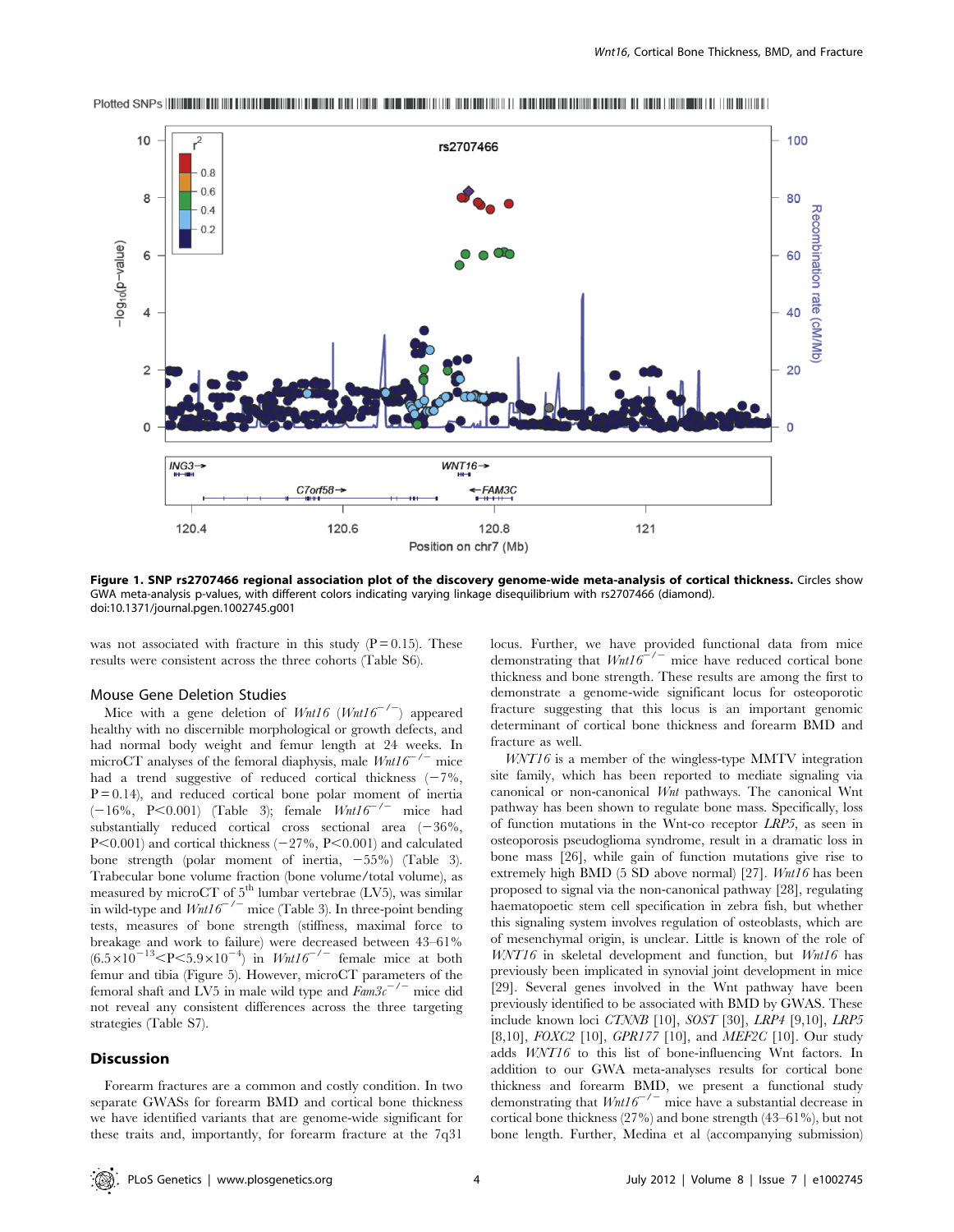Figure 1. SNP rs2707466 regional association plot of the discovery genome-wide meta-analysis of cortical thickness. Circles show GWA meta-analysis p-values, with different colors indicating varying linkage disequilibrium with rs2707466 (diamond).
doi:10.1371/journal.pgen.1002745.g001

was not associated with fracture in this study (P = 0.15). These results were consistent across the three cohorts (Table S6).

### Mouse Gene Deletion Studies

Mice with a gene deletion of *Wnt16* (*Wnt16*$^{-/-}$) appeared healthy with no discernible morphological or growth defects, and had normal body weight and femur length at 24 weeks. In microCT analyses of the femoral diaphysis, male *Wnt16*$^{-/-}$ mice had a trend suggestive of reduced cortical thickness (−7%, P = 0.14), and reduced cortical bone polar moment of inertia (−16%, P<0.001) (Table 3); female *Wnt16*$^{-/-}$ mice had substantially reduced cortical cross sectional area (−36%, P<0.001) and cortical thickness (−27%, P<0.001) and calculated bone strength (polar moment of inertia, −55%) (Table 3). Trabecular bone volume fraction (bone volume/total volume), as measured by microCT of 5th lumbar vertebrae (LV5), was similar in wild-type and *Wnt16*$^{-/-}$ mice (Table 3). In three-point bending tests, measures of bone strength (stiffness, maximal force to breakage and work to failure) were decreased between 43–61% ($6.5\times10^{-13}<P<5.9\times10^{-4}$) in *Wnt16*$^{-/-}$ female mice at both femur and tibia (Figure 5). However, microCT parameters of the femoral shaft and LV5 in male wild type and *Fam3c*$^{-/-}$ mice did not reveal any consistent differences across the three targeting strategies (Table S7).

## Discussion

Forearm fractures are a common and costly condition. In two separate GWASs for forearm BMD and cortical bone thickness we have identified variants that are genome-wide significant for these traits and, importantly, for forearm fracture at the 7q31 locus. Further, we have provided functional data from mice demonstrating that *Wnt16*$^{-/-}$ mice have reduced cortical bone thickness and bone strength. These results are among the first to demonstrate a genome-wide significant locus for osteoporotic fracture suggesting that this locus is an important genomic determinant of cortical bone thickness and forearm BMD and fracture as well.

*WNT16* is a member of the wingless-type MMTV integration site family, which has been reported to mediate signaling via canonical or non-canonical *Wnt* pathways. The canonical Wnt pathway has been shown to regulate bone mass. Specifically, loss of function mutations in the Wnt-co receptor *LRP5*, as seen in osteoporosis pseudoglioma syndrome, result in a dramatic loss in bone mass [26], while gain of function mutations give rise to extremely high BMD (5 SD above normal) [27]. *Wnt16* has been proposed to signal via the non-canonical pathway [28], regulating haematopoetic stem cell specification in zebra fish, but whether this signaling system involves regulation of osteoblasts, which are of mesenchymal origin, is unclear. Little is known of the role of *WNT16* in skeletal development and function, but *Wnt16* has previously been implicated in synovial joint development in mice [29]. Several genes involved in the Wnt pathway have been previously identified to be associated with BMD by GWAS. These include known loci *CTNNB* [10], *SOST* [30], *LRP4* [9,10], *LRP5* [8,10], *FOXC2* [10], *GPR177* [10], and *MEF2C* [10]. Our study adds *WNT16* to this list of bone-influencing Wnt factors. In addition to our GWA meta-analyses results for cortical bone thickness and forearm BMD, we present a functional study demonstrating that *Wnt16*$^{-/-}$ mice have a substantial decrease in cortical bone thickness (27%) and bone strength (43–61%), but not bone length. Further, Medina et al (accompanying submission)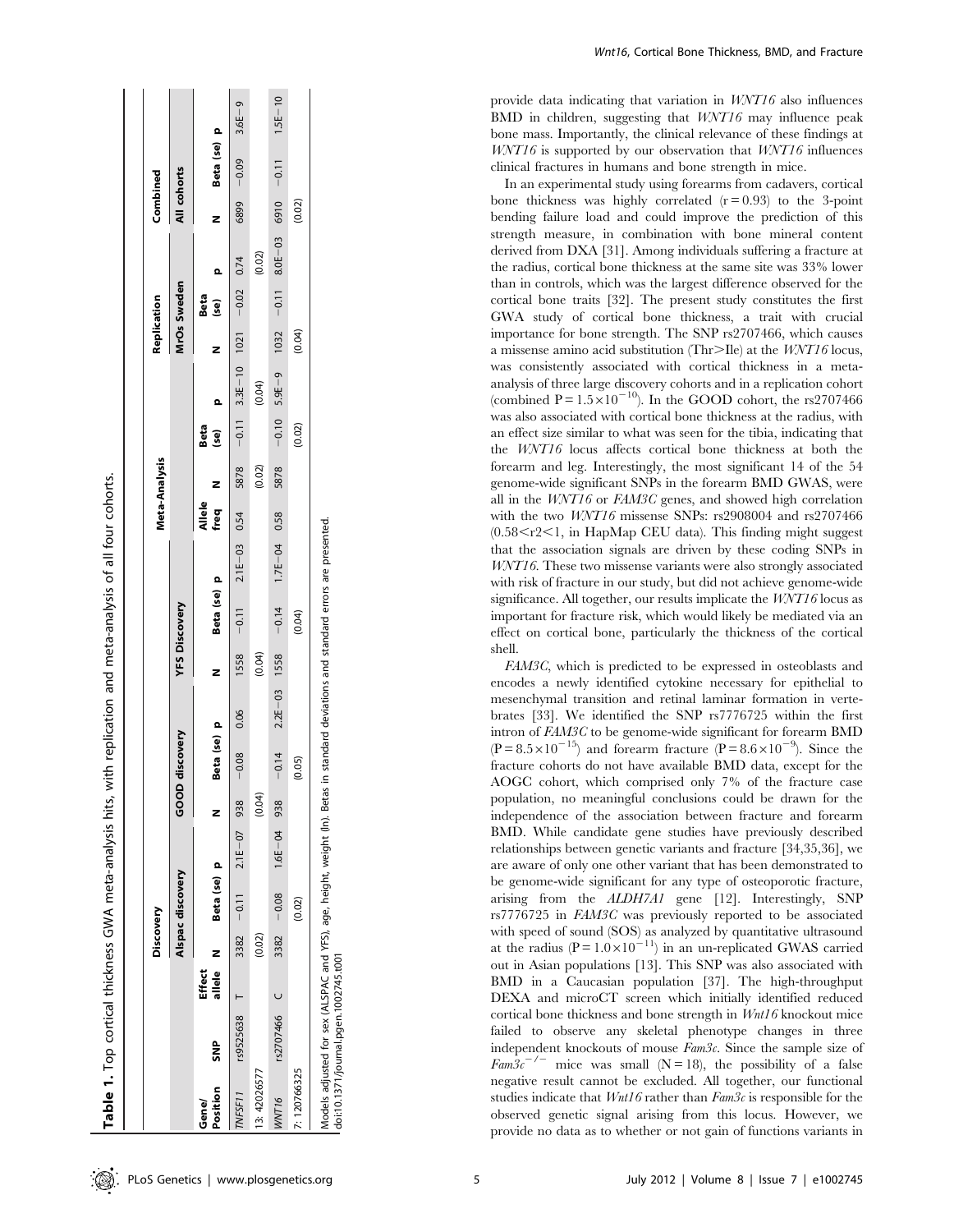**Table 1.** Top cortical thickness GWA meta-analysis hits, with replication and meta-analysis of all four cohorts.

| | | | Discovery | | | | | | | | | | Meta-Analysis | | | | Replication | | | Combined | | |
|---|---|---|---|---|---|---|---|---|---|---|---|---|---|---|---|---|---|---|---|---|---|---|
| | | | Alspac discovery | | | GOOD discovery | | | YFS Discovery | | | | | | | | MrOs Sweden | | | All cohorts | | |
| Gene/ Position | SNP | Effect allele | N | Beta (se) | p | N | Beta (se) | p | N | Beta (se) | p | Allele freq | N | Beta (se) | p | N | Beta (se) | p | N | Beta (se) | p |
| *TNFSF11* | rs9525638 | T | 3382 | −0.11 | 2.1E−07 | 938 | −0.08 | 0.06 | 1558 | −0.11 | 2.1E−03 | 0.54 | 5878 | −0.11 | 3.3E−10 | 1021 | −0.02 | 0.74 | 6899 | −0.09 | 3.6E−9 |
| 13: 42026577 | | | | (0.02) | | | (0.04) | | | (0.04) | | | | (0.02) | | | (0.04) | | | (0.02) | |
| *WNT16* | rs2707466 | C | 3382 | −0.08 | 1.6E−04 | 938 | −0.14 | 2.2E−03 | 1558 | −0.14 | 1.7E−04 | 0.58 | 5878 | −0.10 | 5.9E−9 | 1032 | −0.11 | 8.0E−03 | 6910 | −0.11 | 1.5E−10 |
| 7: 120766325 | | | | (0.02) | | | (0.05) | | | (0.04) | | | | (0.02) | | | (0.04) | | | (0.02) | |

Models adjusted for sex (ALSPAC and YFS), age, height, weight (ln). Betas in standard deviations and standard errors are presented.
doi:10.1371/journal.pgen.1002745.t001

provide data indicating that variation in *WNT16* also influences BMD in children, suggesting that *WNT16* may influence peak bone mass. Importantly, the clinical relevance of these findings at *WNT16* is supported by our observation that *WNT16* influences clinical fractures in humans and bone strength in mice.

In an experimental study using forearms from cadavers, cortical bone thickness was highly correlated ($r = 0.93$) to the 3-point bending failure load and could improve the prediction of this strength measure, in combination with bone mineral content derived from DXA [31]. Among individuals suffering a fracture at the radius, cortical bone thickness at the same site was 33% lower than in controls, which was the largest difference observed for the cortical bone traits [32]. The present study constitutes the first GWA study of cortical bone thickness, a trait with crucial importance for bone strength. The SNP rs2707466, which causes a missense amino acid substitution (Thr>Ile) at the *WNT16* locus, was consistently associated with cortical thickness in a meta-analysis of three large discovery cohorts and in a replication cohort (combined $P = 1.5 \times 10^{-10}$). In the GOOD cohort, the rs2707466 was also associated with cortical bone thickness at the radius, with an effect size similar to what was seen for the tibia, indicating that the *WNT16* locus affects cortical bone thickness at both the forearm and leg. Interestingly, the most significant 14 of the 54 genome-wide significant SNPs in the forearm BMD GWAS, were all in the *WNT16* or *FAM3C* genes, and showed high correlation with the two *WNT16* missense SNPs: rs2908004 and rs2707466 ($0.58 < r2 < 1$, in HapMap CEU data). This finding might suggest that the association signals are driven by these coding SNPs in *WNT16*. These two missense variants were also strongly associated with risk of fracture in our study, but did not achieve genome-wide significance. All together, our results implicate the *WNT16* locus as important for fracture risk, which would likely be mediated via an effect on cortical bone, particularly the thickness of the cortical shell.

*FAM3C*, which is predicted to be expressed in osteoblasts and encodes a newly identified cytokine necessary for epithelial to mesenchymal transition and retinal laminar formation in vertebrates [33]. We identified the SNP rs7776725 within the first intron of *FAM3C* to be genome-wide significant for forearm BMD ($P = 8.5 \times 10^{-15}$) and forearm fracture ($P = 8.6 \times 10^{-9}$). Since the fracture cohorts do not have available BMD data, except for the AOGC cohort, which comprised only 7% of the fracture case population, no meaningful conclusions could be drawn for the independence of the association between fracture and forearm BMD. While candidate gene studies have previously described relationships between genetic variants and fracture [34,35,36], we are aware of only one other variant that has been demonstrated to be genome-wide significant for any type of osteoporotic fracture, arising from the *ALDH7A1* gene [12]. Interestingly, SNP rs7776725 in *FAM3C* was previously reported to be associated with speed of sound (SOS) as analyzed by quantitative ultrasound at the radius ($P = 1.0 \times 10^{-11}$) in an un-replicated GWAS carried out in Asian populations [13]. This SNP was also associated with BMD in a Caucasian population [37]. The high-throughput DEXA and microCT screen which initially identified reduced cortical bone thickness and bone strength in *Wnt16* knockout mice failed to observe any skeletal phenotype changes in three independent knockouts of mouse *Fam3c*. Since the sample size of $Fam3c^{-/-}$ mice was small ($N = 18$), the possibility of a false negative result cannot be excluded. All together, our functional studies indicate that *Wnt16* rather than *Fam3c* is responsible for the observed genetic signal arising from this locus. However, we provide no data as to whether or not gain of functions variants in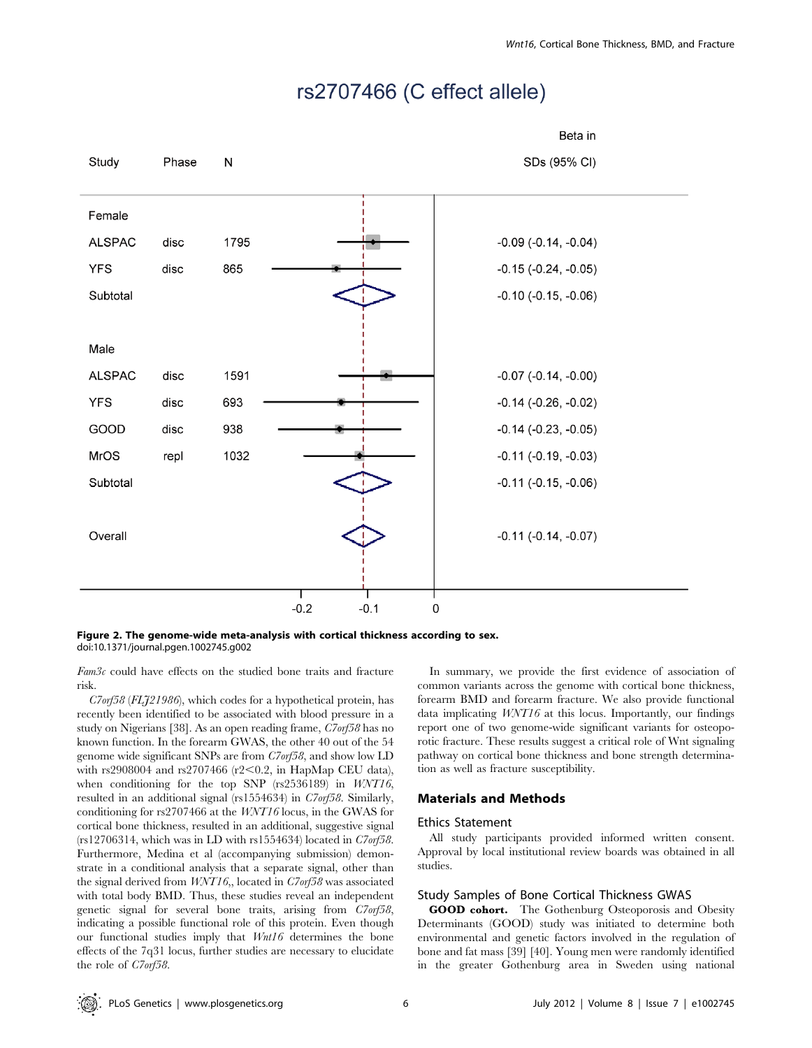rs2707466 (C effect allele)

| Study | Phase | N | Beta in SDs (95% CI) |
| --- | --- | --- | --- |
| **Female** | | | |
| ALSPAC | disc | 1795 | -0.09 (-0.14, -0.04) |
| YFS | disc | 865 | -0.15 (-0.24, -0.05) |
| Subtotal | | | -0.10 (-0.15, -0.06) |
| **Male** | | | |
| ALSPAC | disc | 1591 | -0.07 (-0.14, -0.00) |
| YFS | disc | 693 | -0.14 (-0.26, -0.02) |
| GOOD | disc | 938 | -0.14 (-0.23, -0.05) |
| MrOS | repl | 1032 | -0.11 (-0.19, -0.03) |
| Subtotal | | | -0.11 (-0.15, -0.06) |
| Overall | | | -0.11 (-0.14, -0.07) |

**Figure 2. The genome-wide meta-analysis with cortical thickness according to sex.**
doi:10.1371/journal.pgen.1002745.g002

*Fam3c* could have effects on the studied bone traits and fracture risk.

*C7orf58* (*FLJ21986*), which codes for a hypothetical protein, has recently been identified to be associated with blood pressure in a study on Nigerians [38]. As an open reading frame, *C7orf58* has no known function. In the forearm GWAS, the other 40 out of the 54 genome wide significant SNPs are from *C7orf58*, and show low LD with rs2908004 and rs2707466 (r2<0.2, in HapMap CEU data), when conditioning for the top SNP (rs2536189) in *WNT16*, resulted in an additional signal (rs1554634) in *C7orf58*. Similarly, conditioning for rs2707466 at the *WNT16* locus, in the GWAS for cortical bone thickness, resulted in an additional, suggestive signal (rs12706314, which was in LD with rs1554634) located in *C7orf58*. Furthermore, Medina et al (accompanying submission) demonstrate in a conditional analysis that a separate signal, other than the signal derived from *WNT16*,, located in *C7orf58* was associated with total body BMD. Thus, these studies reveal an independent genetic signal for several bone traits, arising from *C7orf58*, indicating a possible functional role of this protein. Even though our functional studies imply that *Wnt16* determines the bone effects of the 7q31 locus, further studies are necessary to elucidate the role of *C7orf58*.

In summary, we provide the first evidence of association of common variants across the genome with cortical bone thickness, forearm BMD and forearm fracture. We also provide functional data implicating *WNT16* at this locus. Importantly, our findings report one of two genome-wide significant variants for osteoporotic fracture. These results suggest a critical role of Wnt signaling pathway on cortical bone thickness and bone strength determination as well as fracture susceptibility.

## Materials and Methods

### Ethics Statement

All study participants provided informed written consent. Approval by local institutional review boards was obtained in all studies.

### Study Samples of Bone Cortical Thickness GWAS

**GOOD cohort.** The Gothenburg Osteoporosis and Obesity Determinants (GOOD) study was initiated to determine both environmental and genetic factors involved in the regulation of bone and fat mass [39] [40]. Young men were randomly identified in the greater Gothenburg area in Sweden using national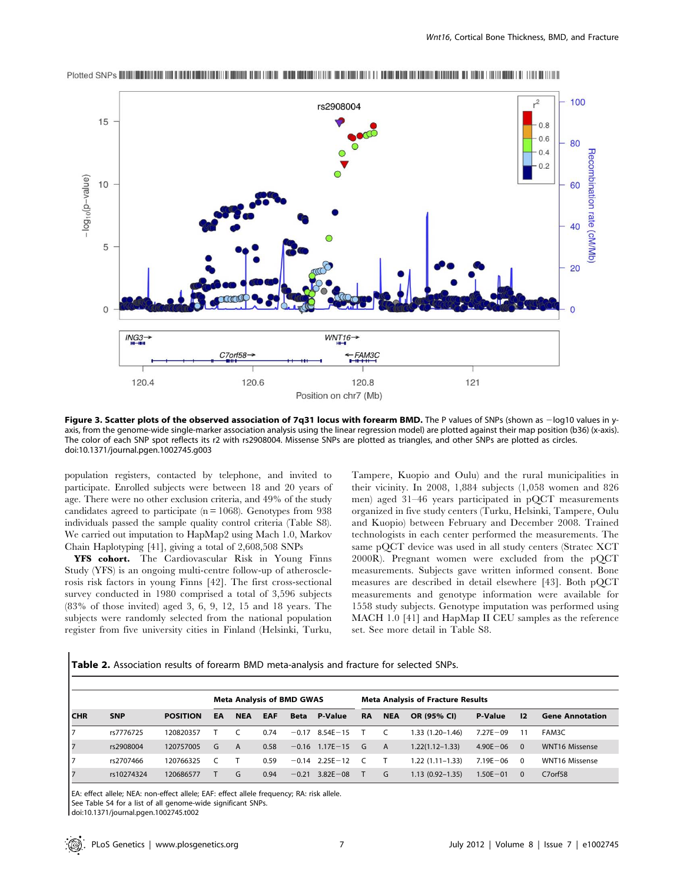**Figure 3. Scatter plots of the observed association of 7q31 locus with forearm BMD.** The P values of SNPs (shown as −log10 values in y-axis, from the genome-wide single-marker association analysis using the linear regression model) are plotted against their map position (b36) (x-axis). The color of each SNP spot reflects its r2 with rs2908004. Missense SNPs are plotted as triangles, and other SNPs are plotted as circles.
doi:10.1371/journal.pgen.1002745.g003

population registers, contacted by telephone, and invited to participate. Enrolled subjects were between 18 and 20 years of age. There were no other exclusion criteria, and 49% of the study candidates agreed to participate (n = 1068). Genotypes from 938 individuals passed the sample quality control criteria (Table S8). We carried out imputation to HapMap2 using Mach 1.0, Markov Chain Haplotyping [41], giving a total of 2,608,508 SNPs

**YFS cohort.** The Cardiovascular Risk in Young Finns Study (YFS) is an ongoing multi-centre follow-up of atherosclerosis risk factors in young Finns [42]. The first cross-sectional survey conducted in 1980 comprised a total of 3,596 subjects (83% of those invited) aged 3, 6, 9, 12, 15 and 18 years. The subjects were randomly selected from the national population register from five university cities in Finland (Helsinki, Turku, Tampere, Kuopio and Oulu) and the rural municipalities in their vicinity. In 2008, 1,884 subjects (1,058 women and 826 men) aged 31–46 years participated in pQCT measurements organized in five study centers (Turku, Helsinki, Tampere, Oulu and Kuopio) between February and December 2008. Trained technologists in each center performed the measurements. The same pQCT device was used in all study centers (Stratec XCT 2000R). Pregnant women were excluded from the pQCT measurements. Subjects gave written informed consent. Bone measures are described in detail elsewhere [43]. Both pQCT measurements and genotype information were available for 1558 study subjects. Genotype imputation was performed using MACH 1.0 [41] and HapMap II CEU samples as the reference set. See more detail in Table S8.

**Table 2.** Association results of forearm BMD meta-analysis and fracture for selected SNPs.

| | | | Meta Analysis of BMD GWAS | | | | | Meta Analysis of Fracture Results | | | | | |
|---|---|---|---|---|---|---|---|---|---|---|---|---|---|
| **CHR** | **SNP** | **POSITION** | **EA** | **NEA** | **EAF** | **Beta** | **P-Value** | **RA** | **NEA** | **OR (95% CI)** | **P-Value** | **I2** | **Gene Annotation** |
| 7 | rs7776725 | 120820357 | T | C | 0.74 | −0.17 | 8.54E−15 | T | C | 1.33 (1.20–1.46) | 7.27E−09 | 11 | FAM3C |
| 7 | rs2908004 | 120757005 | G | A | 0.58 | −0.16 | 1.17E−15 | G | A | 1.22(1.12–1.33) | 4.90E−06 | 0 | WNT16 Missense |
| 7 | rs2707466 | 120766325 | C | T | 0.59 | −0.14 | 2.25E−12 | C | T | 1.22 (1.11–1.33) | 7.19E−06 | 0 | WNT16 Missense |
| 7 | rs10274324 | 120686577 | T | G | 0.94 | −0.21 | 3.82E−08 | T | G | 1.13 (0.92–1.35) | 1.50E−01 | 0 | C7orf58 |

EA: effect allele; NEA: non-effect allele; EAF: effect allele frequency; RA: risk allele.
See Table S4 for a list of all genome-wide significant SNPs.
doi:10.1371/journal.pgen.1002745.t002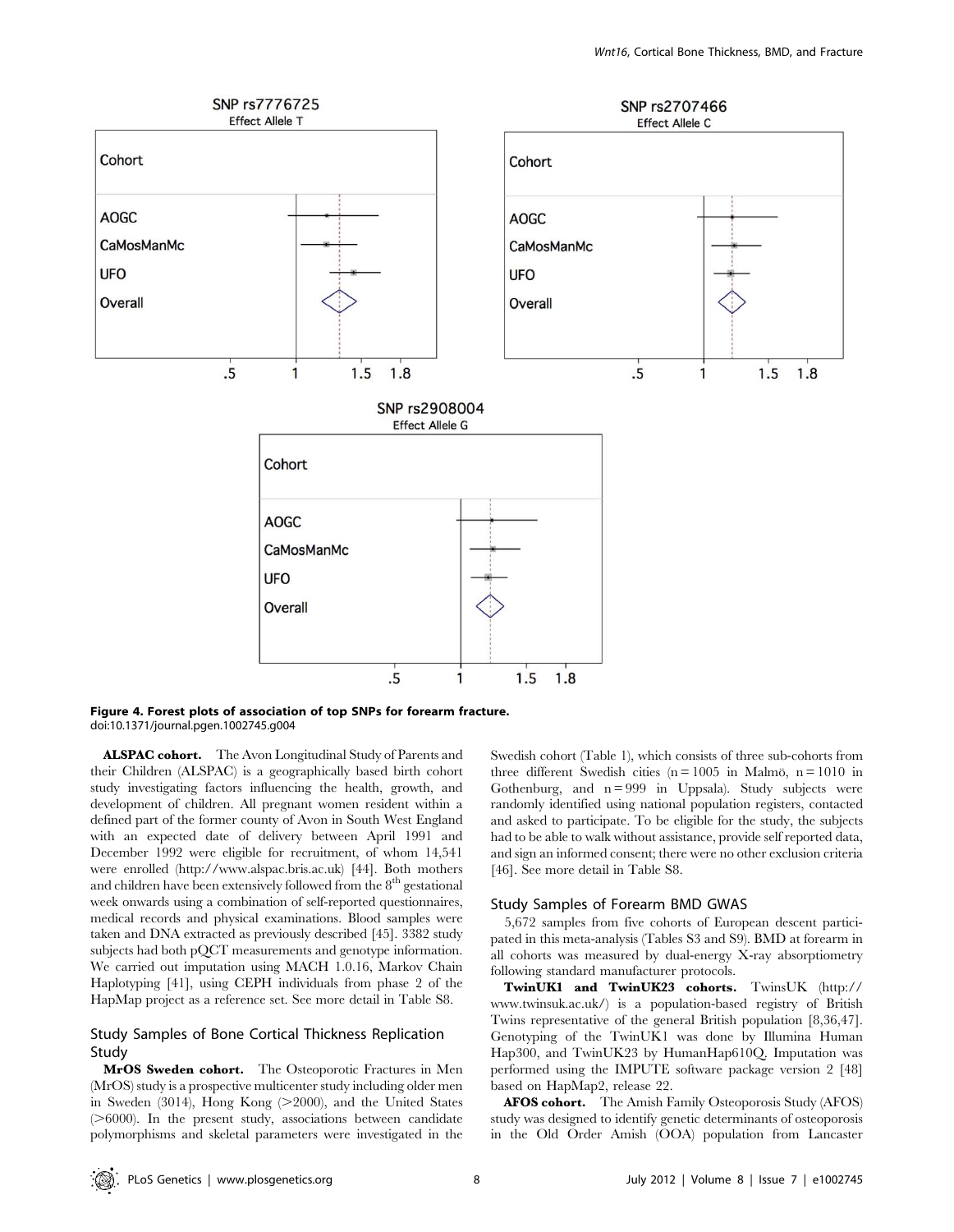**Figure 4. Forest plots of association of top SNPs for forearm fracture.**
doi:10.1371/journal.pgen.1002745.g004

**ALSPAC cohort.** The Avon Longitudinal Study of Parents and their Children (ALSPAC) is a geographically based birth cohort study investigating factors influencing the health, growth, and development of children. All pregnant women resident within a defined part of the former county of Avon in South West England with an expected date of delivery between April 1991 and December 1992 were eligible for recruitment, of whom 14,541 were enrolled (http://www.alspac.bris.ac.uk) [44]. Both mothers and children have been extensively followed from the 8th gestational week onwards using a combination of self-reported questionnaires, medical records and physical examinations. Blood samples were taken and DNA extracted as previously described [45]. 3382 study subjects had both pQCT measurements and genotype information. We carried out imputation using MACH 1.0.16, Markov Chain Haplotyping [41], using CEPH individuals from phase 2 of the HapMap project as a reference set. See more detail in Table S8.

## Study Samples of Bone Cortical Thickness Replication Study

**MrOS Sweden cohort.** The Osteoporotic Fractures in Men (MrOS) study is a prospective multicenter study including older men in Sweden (3014), Hong Kong (>2000), and the United States (>6000). In the present study, associations between candidate polymorphisms and skeletal parameters were investigated in the Swedish cohort (Table 1), which consists of three sub-cohorts from three different Swedish cities (n = 1005 in Malmö, n = 1010 in Gothenburg, and n = 999 in Uppsala). Study subjects were randomly identified using national population registers, contacted and asked to participate. To be eligible for the study, the subjects had to be able to walk without assistance, provide self reported data, and sign an informed consent; there were no other exclusion criteria [46]. See more detail in Table S8.

## Study Samples of Forearm BMD GWAS

5,672 samples from five cohorts of European descent participated in this meta-analysis (Tables S3 and S9). BMD at forearm in all cohorts was measured by dual-energy X-ray absorptiometry following standard manufacturer protocols.

**TwinUK1 and TwinUK23 cohorts.** TwinsUK (http://www.twinsuk.ac.uk/) is a population-based registry of British Twins representative of the general British population [8,36,47]. Genotyping of the TwinUK1 was done by Illumina Human Hap300, and TwinUK23 by HumanHap610Q. Imputation was performed using the IMPUTE software package version 2 [48] based on HapMap2, release 22.

**AFOS cohort.** The Amish Family Osteoporosis Study (AFOS) study was designed to identify genetic determinants of osteoporosis in the Old Order Amish (OOA) population from Lancaster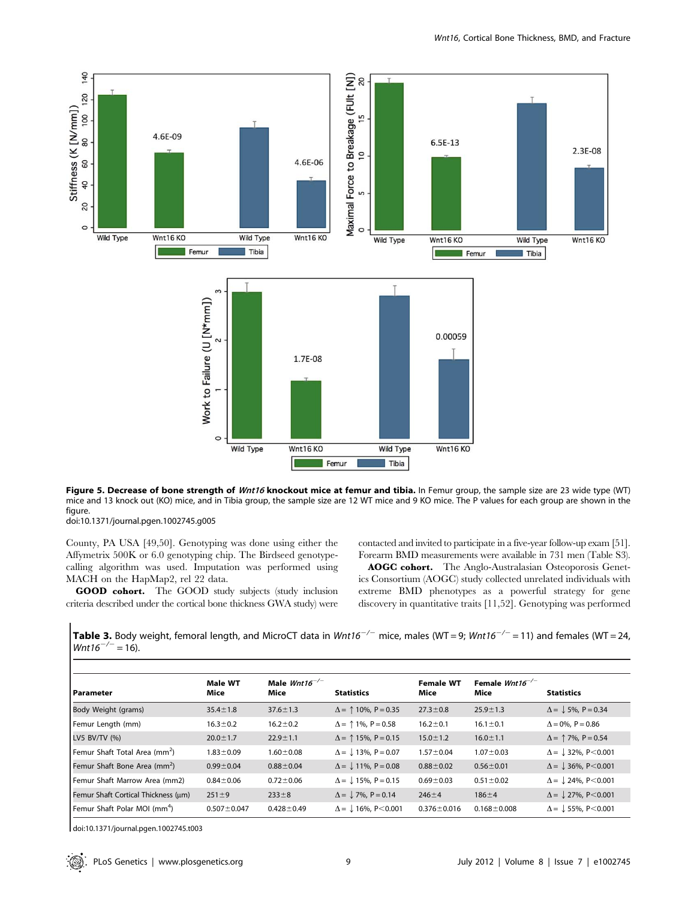**Figure 5. Decrease of bone strength of *Wnt16* knockout mice at femur and tibia.** In Femur group, the sample size are 23 wide type (WT) mice and 13 knock out (KO) mice, and in Tibia group, the sample size are 12 WT mice and 9 KO mice. The P values for each group are shown in the figure.
doi:10.1371/journal.pgen.1002745.g005

County, PA USA [49,50]. Genotyping was done using either the Affymetrix 500K or 6.0 genotyping chip. The Birdseed genotype-calling algorithm was used. Imputation was performed using MACH on the HapMap2, rel 22 data.

**GOOD cohort.** The GOOD study subjects (study inclusion criteria described under the cortical bone thickness GWA study) were contacted and invited to participate in a five-year follow-up exam [51]. Forearm BMD measurements were available in 731 men (Table S3).

**AOGC cohort.** The Anglo-Australasian Osteoporosis Genetics Consortium (AOGC) study collected unrelated individuals with extreme BMD phenotypes as a powerful strategy for gene discovery in quantitative traits [11,52]. Genotyping was performed

**Table 3.** Body weight, femoral length, and MicroCT data in *Wnt16*$^{-/-}$ mice, males (WT = 9; *Wnt16*$^{-/-}$ = 11) and females (WT = 24, *Wnt16*$^{-/-}$ = 16).

| Parameter | Male WT Mice | Male *Wnt16*$^{-/-}$ Mice | Statistics | Female WT Mice | Female *Wnt16*$^{-/-}$ Mice | Statistics |
|---|---|---|---|---|---|---|
| Body Weight (grams) | 35.4±1.8 | 37.6±1.3 | Δ = ↑ 10%, P = 0.35 | 27.3±0.8 | 25.9±1.3 | Δ = ↓ 5%, P = 0.34 |
| Femur Length (mm) | 16.3±0.2 | 16.2±0.2 | Δ = ↑ 1%, P = 0.58 | 16.2±0.1 | 16.1±0.1 | Δ = 0%, P = 0.86 |
| LV5 BV/TV (%) | 20.0±1.7 | 22.9±1.1 | Δ = ↑ 15%, P = 0.15 | 15.0±1.2 | 16.0±1.1 | Δ = ↑ 7%, P = 0.54 |
| Femur Shaft Total Area (mm$^2$) | 1.83±0.09 | 1.60±0.08 | Δ = ↓ 13%, P = 0.07 | 1.57±0.04 | 1.07±0.03 | Δ = ↓ 32%, P<0.001 |
| Femur Shaft Bone Area (mm$^2$) | 0.99±0.04 | 0.88±0.04 | Δ = ↓ 11%, P = 0.08 | 0.88±0.02 | 0.56±0.01 | Δ = ↓ 36%, P<0.001 |
| Femur Shaft Marrow Area (mm2) | 0.84±0.06 | 0.72±0.06 | Δ = ↓ 15%, P = 0.15 | 0.69±0.03 | 0.51±0.02 | Δ = ↓ 24%, P<0.001 |
| Femur Shaft Cortical Thickness (μm) | 251±9 | 233±8 | Δ = ↓ 7%, P = 0.14 | 246±4 | 186±4 | Δ = ↓ 27%, P<0.001 |
| Femur Shaft Polar MOI (mm$^4$) | 0.507±0.047 | 0.428±0.49 | Δ = ↓ 16%, P<0.001 | 0.376±0.016 | 0.168±0.008 | Δ = ↓ 55%, P<0.001 |

doi:10.1371/journal.pgen.1002745.t003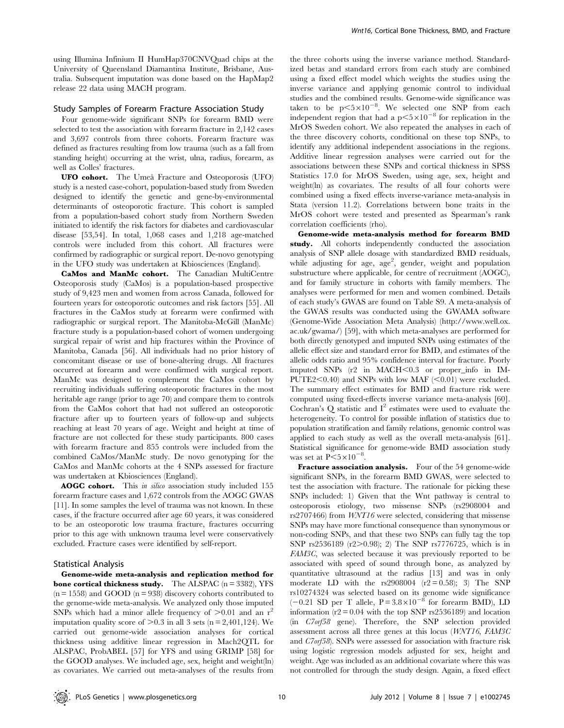using Illumina Infinium II HumHap370CNVQuad chips at the University of Queensland Diamantina Institute, Brisbane, Australia. Subsequent imputation was done based on the HapMap2 release 22 data using MACH program.

### Study Samples of Forearm Fracture Association Study

Four genome-wide significant SNPs for forearm BMD were selected to test the association with forearm fracture in 2,142 cases and 3,697 controls from three cohorts. Forearm fracture was defined as fractures resulting from low trauma (such as a fall from standing height) occurring at the wrist, ulna, radius, forearm, as well as Colles' fractures.

**UFO cohort.** The Umeå Fracture and Osteoporosis (UFO) study is a nested case-cohort, population-based study from Sweden designed to identify the genetic and gene-by-environmental determinants of osteoporotic fracture. This cohort is sampled from a population-based cohort study from Northern Sweden initiated to identify the risk factors for diabetes and cardiovascular disease [53,54]. In total, 1,068 cases and 1,218 age-matched controls were included from this cohort. All fractures were confirmed by radiographic or surgical report. De-novo genotyping in the UFO study was undertaken at Kbiosciences (England).

**CaMos and ManMc cohort.** The Canadian MultiCentre Osteoporosis study (CaMos) is a population-based prospective study of 9,423 men and women from across Canada, followed for fourteen years for osteoporotic outcomes and risk factors [55]. All fractures in the CaMos study at forearm were confirmed with radiographic or surgical report. The Manitoba-McGill (ManMc) fracture study is a population-based cohort of women undergoing surgical repair of wrist and hip fractures within the Province of Manitoba, Canada [56]. All individuals had no prior history of concomitant disease or use of bone-altering drugs. All fractures occurred at forearm and were confirmed with surgical report. ManMc was designed to complement the CaMos cohort by recruiting individuals suffering osteoporotic fractures in the most heritable age range (prior to age 70) and compare them to controls from the CaMos cohort that had not suffered an osteoporotic fracture after up to fourteen years of follow-up and subjects reaching at least 70 years of age. Weight and height at time of fracture are not collected for these study participants. 800 cases with forearm fracture and 855 controls were included from the combined CaMos/ManMc study. De novo genotyping for the CaMos and ManMc cohorts at the 4 SNPs assessed for fracture was undertaken at Kbiosciences (England).

**AOGC cohort.** This *in silico* association study included 155 forearm fracture cases and 1,672 controls from the AOGC GWAS [11]. In some samples the level of trauma was not known. In these cases, if the fracture occurred after age 60 years, it was considered to be an osteoporotic low trauma fracture, fractures occurring prior to this age with unknown trauma level were conservatively excluded. Fracture cases were identified by self-report.

### Statistical Analysis

**Genome-wide meta-analysis and replication method for bone cortical thickness study.** The ALSPAC (n = 3382), YFS (n = 1558) and GOOD (n = 938) discovery cohorts contributed to the genome-wide meta-analysis. We analyzed only those imputed SNPs which had a minor allele frequency of >0.01 and an $r^2$ imputation quality score of >0.3 in all 3 sets (n = 2,401,124). We carried out genome-wide association analyses for cortical thickness using additive linear regression in Mach2QTL for ALSPAC, ProbABEL [57] for YFS and using GRIMP [58] for the GOOD analyses. We included age, sex, height and weight(ln) as covariates. We carried out meta-analyses of the results from the three cohorts using the inverse variance method. Standardized betas and standard errors from each study are combined using a fixed effect model which weights the studies using the inverse variance and applying genomic control to individual studies and the combined results. Genome-wide significance was taken to be $p<5\times10^{-8}$. We selected one SNP from each independent region that had a $p<5\times10^{-8}$ for replication in the MrOS Sweden cohort. We also repeated the analyses in each of the three discovery cohorts, conditional on these top SNPs, to identify any additional independent associations in the regions. Additive linear regression analyses were carried out for the associations between these SNPs and cortical thickness in SPSS Statistics 17.0 for MrOS Sweden, using age, sex, height and weight(ln) as covariates. The results of all four cohorts were combined using a fixed effects inverse-variance meta-analysis in Stata (version 11.2). Correlations between bone traits in the MrOS cohort were tested and presented as Spearman's rank correlation coefficients (rho).

**Genome-wide meta-analysis method for forearm BMD study.** All cohorts independently conducted the association analysis of SNP allele dosage with standardized BMD residuals, while adjusting for age, $age^2$, gender, weight and population substructure where applicable, for centre of recruitment (AOGC), and for family structure in cohorts with family members. The analyses were performed for men and women combined. Details of each study's GWAS are found on Table S9. A meta-analysis of the GWAS results was conducted using the GWAMA software (Genome-Wide Association Meta Analysis) (http://www.well.ox.ac.uk/gwama/) [59], with which meta-analyses are performed for both directly genotyped and imputed SNPs using estimates of the allelic effect size and standard error for BMD, and estimates of the allelic odds ratio and 95% confidence interval for fracture. Poorly imputed SNPs (r2 in MACH<0.3 or proper_info in IMPUTE2<0.40) and SNPs with low MAF (<0.01) were excluded. The summary effect estimates for BMD and fracture risk were computed using fixed-effects inverse variance meta-analysis [60]. Cochran's Q statistic and $I^2$ estimates were used to evaluate the heterogeneity. To control for possible inflation of statistics due to population stratification and family relations, genomic control was applied to each study as well as the overall meta-analysis [61]. Statistical significance for genome-wide BMD association study was set at $P<5\times10^{-8}$.

**Fracture association analysis.** Four of the 54 genome-wide significant SNPs, in the forearm BMD GWAS, were selected to test the association with fracture. The rationale for picking these SNPs included: 1) Given that the Wnt pathway is central to osteoporosis etiology, two missense SNPs (rs2908004 and rs2707466) from *WNT16* were selected, considering that missense SNPs may have more functional consequence than synonymous or non-coding SNPs, and that these two SNPs can fully tag the top SNP rs2536189 (r2>0.98); 2) The SNP rs7776725, which is in *FAM3C*, was selected because it was previously reported to be associated with speed of sound through bone, as analyzed by quantitative ultrasound at the radius [13] and was in only moderate LD with the rs2908004 (r2 = 0.58); 3) The SNP rs10274324 was selected based on its genome wide significance (−0.21 SD per T allele, $P=3.8\times10^{-8}$ for forearm BMD), LD information (r2 = 0.04 with the top SNP rs2536189) and location (in *C7orf58* gene). Therefore, the SNP selection provided assessment across all three genes at this locus (*WNT16*, *FAM3C* and *C7orf58*). SNPs were assessed for association with fracture risk using logistic regression models adjusted for sex, height and weight. Age was included as an additional covariate where this was not controlled for through the study design. Again, a fixed effect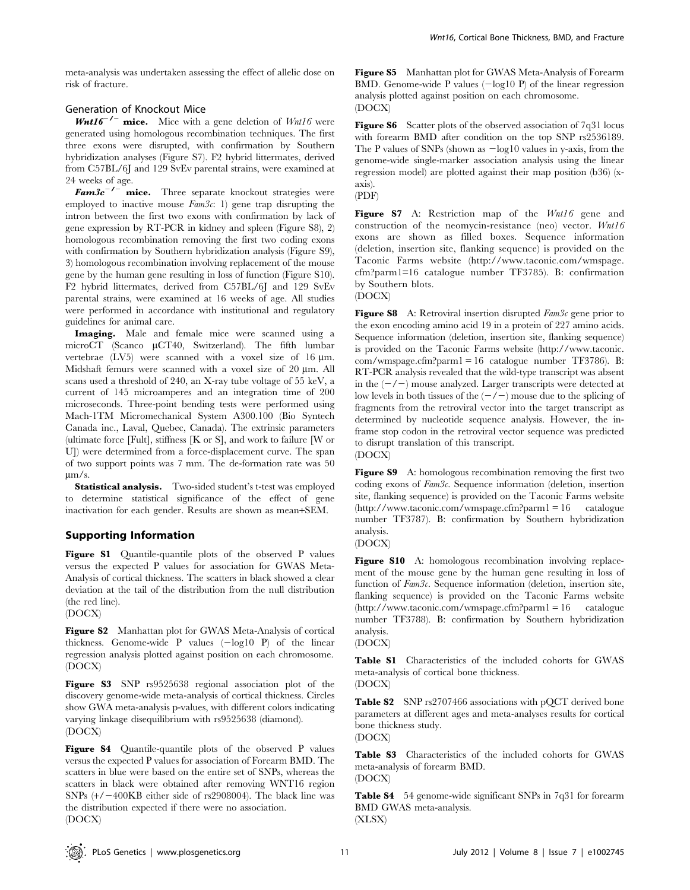meta-analysis was undertaken assessing the effect of allelic dose on risk of fracture.

### Generation of Knockout Mice

***Wnt16*$^{-/-}$ mice.** Mice with a gene deletion of *Wnt16* were generated using homologous recombination techniques. The first three exons were disrupted, with confirmation by Southern hybridization analyses (Figure S7). F2 hybrid littermates, derived from C57BL/6J and 129 SvEv parental strains, were examined at 24 weeks of age.

***Fam3c*$^{-/-}$ mice.** Three separate knockout strategies were employed to inactive mouse *Fam3c*: 1) gene trap disrupting the intron between the first two exons with confirmation by lack of gene expression by RT-PCR in kidney and spleen (Figure S8), 2) homologous recombination removing the first two coding exons with confirmation by Southern hybridization analysis (Figure S9), 3) homologous recombination involving replacement of the mouse gene by the human gene resulting in loss of function (Figure S10). F2 hybrid littermates, derived from C57BL/6J and 129 SvEv parental strains, were examined at 16 weeks of age. All studies were performed in accordance with institutional and regulatory guidelines for animal care.

**Imaging.** Male and female mice were scanned using a microCT (Scanco μCT40, Switzerland). The fifth lumbar vertebrae (LV5) were scanned with a voxel size of 16 μm. Midshaft femurs were scanned with a voxel size of 20 μm. All scans used a threshold of 240, an X-ray tube voltage of 55 keV, a current of 145 microamperes and an integration time of 200 microseconds. Three-point bending tests were performed using Mach-1TM Micromechanical System A300.100 (Bio Syntech Canada inc., Laval, Quebec, Canada). The extrinsic parameters (ultimate force [Fult], stiffness [K or S], and work to failure [W or U]) were determined from a force-displacement curve. The span of two support points was 7 mm. The de-formation rate was 50 μm/s.

**Statistical analysis.** Two-sided student's t-test was employed to determine statistical significance of the effect of gene inactivation for each gender. Results are shown as mean+SEM.

## Supporting Information

**Figure S1** Quantile-quantile plots of the observed P values versus the expected P values for association for GWAS Meta-Analysis of cortical thickness. The scatters in black showed a clear deviation at the tail of the distribution from the null distribution (the red line).
(DOCX)

**Figure S2** Manhattan plot for GWAS Meta-Analysis of cortical thickness. Genome-wide P values (−log10 P) of the linear regression analysis plotted against position on each chromosome.
(DOCX)

**Figure S3** SNP rs9525638 regional association plot of the discovery genome-wide meta-analysis of cortical thickness. Circles show GWA meta-analysis p-values, with different colors indicating varying linkage disequilibrium with rs9525638 (diamond).
(DOCX)

**Figure S4** Quantile-quantile plots of the observed P values versus the expected P values for association of Forearm BMD. The scatters in blue were based on the entire set of SNPs, whereas the scatters in black were obtained after removing WNT16 region SNPs (+/−400KB either side of rs2908004). The black line was the distribution expected if there were no association.
(DOCX)

**Figure S5** Manhattan plot for GWAS Meta-Analysis of Forearm BMD. Genome-wide P values (−log10 P) of the linear regression analysis plotted against position on each chromosome.
(DOCX)

**Figure S6** Scatter plots of the observed association of 7q31 locus with forearm BMD after condition on the top SNP rs2536189. The P values of SNPs (shown as −log10 values in y-axis, from the genome-wide single-marker association analysis using the linear regression model) are plotted against their map position (b36) (x-axis).
(PDF)

**Figure S7** A: Restriction map of the *Wnt16* gene and construction of the neomycin-resistance (neo) vector. *Wnt16* exons are shown as filled boxes. Sequence information (deletion, insertion site, flanking sequence) is provided on the Taconic Farms website (http://www.taconic.com/wmspage.cfm?parm1=16 catalogue number TF3785). B: confirmation by Southern blots.
(DOCX)

**Figure S8** A: Retroviral insertion disrupted *Fam3c* gene prior to the exon encoding amino acid 19 in a protein of 227 amino acids. Sequence information (deletion, insertion site, flanking sequence) is provided on the Taconic Farms website (http://www.taconic.com/wmspage.cfm?parm1 = 16 catalogue number TF3786). B: RT-PCR analysis revealed that the wild-type transcript was absent in the (−/−) mouse analyzed. Larger transcripts were detected at low levels in both tissues of the (−/−) mouse due to the splicing of fragments from the retroviral vector into the target transcript as determined by nucleotide sequence analysis. However, the in-frame stop codon in the retroviral vector sequence was predicted to disrupt translation of this transcript.
(DOCX)

**Figure S9** A: homologous recombination removing the first two coding exons of *Fam3c*. Sequence information (deletion, insertion site, flanking sequence) is provided on the Taconic Farms website (http://www.taconic.com/wmspage.cfm?parm1 = 16 catalogue number TF3787). B: confirmation by Southern hybridization analysis.
(DOCX)

**Figure S10** A: homologous recombination involving replacement of the mouse gene by the human gene resulting in loss of function of *Fam3c*. Sequence information (deletion, insertion site, flanking sequence) is provided on the Taconic Farms website (http://www.taconic.com/wmspage.cfm?parm1 = 16 catalogue number TF3788). B: confirmation by Southern hybridization analysis.
(DOCX)

**Table S1** Characteristics of the included cohorts for GWAS meta-analysis of cortical bone thickness.
(DOCX)

**Table S2** SNP rs2707466 associations with pQCT derived bone parameters at different ages and meta-analyses results for cortical bone thickness study.
(DOCX)

**Table S3** Characteristics of the included cohorts for GWAS meta-analysis of forearm BMD.
(DOCX)

**Table S4** 54 genome-wide significant SNPs in 7q31 for forearm BMD GWAS meta-analysis.
(XLSX)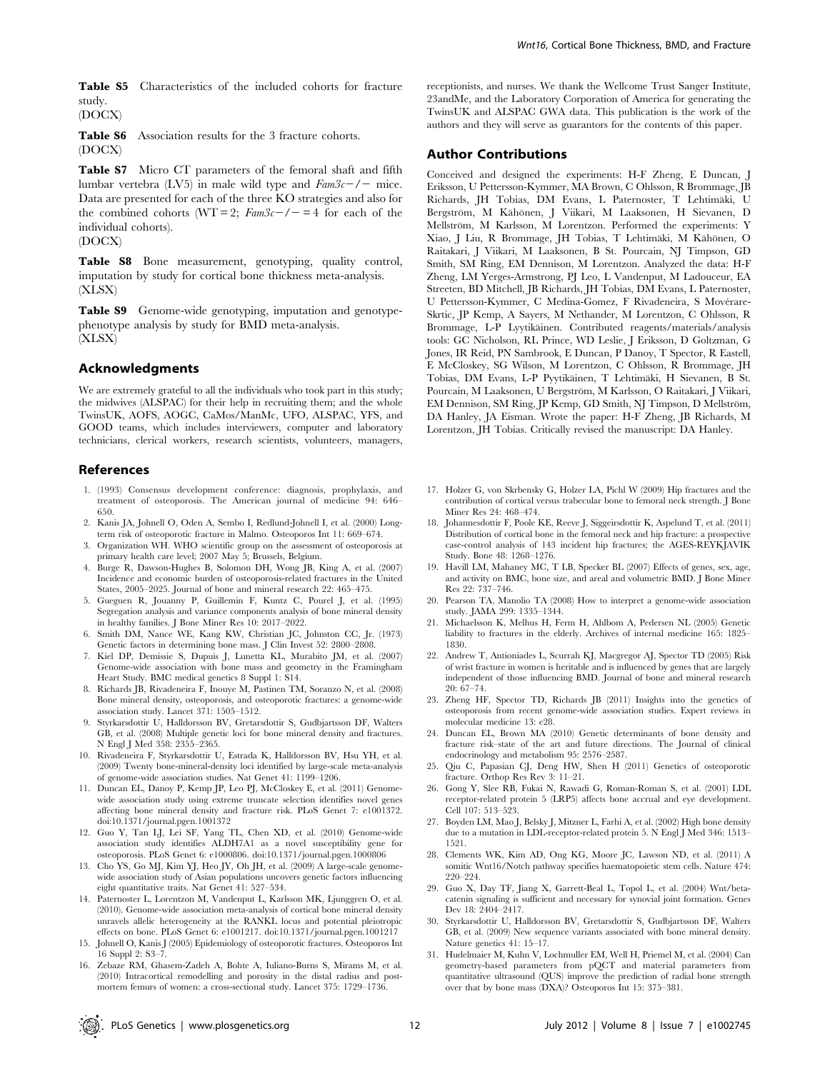**Table S5** Characteristics of the included cohorts for fracture study.
(DOCX)

**Table S6** Association results for the 3 fracture cohorts.
(DOCX)

**Table S7** Micro CT parameters of the femoral shaft and fifth lumbar vertebra (LV5) in male wild type and *Fam3c−/−* mice. Data are presented for each of the three KO strategies and also for the combined cohorts (WT = 2; *Fam3c−/−* = 4 for each of the individual cohorts).
(DOCX)

**Table S8** Bone measurement, genotyping, quality control, imputation by study for cortical bone thickness meta-analysis.
(XLSX)

**Table S9** Genome-wide genotyping, imputation and genotype-phenotype analysis by study for BMD meta-analysis.
(XLSX)

## Acknowledgments

We are extremely grateful to all the individuals who took part in this study; the midwives (ALSPAC) for their help in recruiting them; and the whole TwinsUK, AOFS, AOGC, CaMos/ManMc, UFO, ALSPAC, YFS, and GOOD teams, which includes interviewers, computer and laboratory technicians, clerical workers, research scientists, volunteers, managers, receptionists, and nurses. We thank the Wellcome Trust Sanger Institute, 23andMe, and the Laboratory Corporation of America for generating the TwinsUK and ALSPAC GWA data. This publication is the work of the authors and they will serve as guarantors for the contents of this paper.

## Author Contributions

Conceived and designed the experiments: H-F Zheng, E Duncan, J Eriksson, U Pettersson-Kymmer, MA Brown, C Ohlsson, R Brommage, JB Richards, JH Tobias, DM Evans, L Paternoster, T Lehtimäki, U Bergström, M Kähönen, J Viikari, M Laaksonen, H Sievanen, D Mellström, M Karlsson, M Lorentzon. Performed the experiments: Y Xiao, J Liu, R Brommage, JH Tobias, T Lehtimäki, M Kähönen, O Raitakari, J Viikari, M Laaksonen, B St. Pourcain, NJ Timpson, GD Smith, SM Ring, EM Dennison, M Lorentzon. Analyzed the data: H-F Zheng, LM Yerges-Armstrong, PJ Leo, L Vandenput, M Ladouceur, EA Streeten, BD Mitchell, JB Richards, JH Tobias, DM Evans, L Paternoster, U Pettersson-Kymmer, C Medina-Gomez, F Rivadeneira, S Movérare-Skrtic, JP Kemp, A Sayers, M Nethander, M Lorentzon, C Ohlsson, R Brommage, L-P Lyytikäinen. Contributed reagents/materials/analysis tools: GC Nicholson, RL Prince, WD Leslie, J Eriksson, D Goltzman, G Jones, IR Reid, PN Sambrook, E Duncan, P Danoy, T Spector, R Eastell, E McCloskey, SG Wilson, M Lorentzon, C Ohlsson, R Brommage, JH Tobias, DM Evans, L-P Pyytikäinen, T Lehtimäki, H Sievanen, B St. Pourcain, M Laaksonen, U Bergström, M Karlsson, O Raitakari, J Viikari, EM Dennison, SM Ring, JP Kemp, GD Smith, NJ Timpson, D Mellström, DA Hanley, JA Eisman. Wrote the paper: H-F Zheng, JB Richards, M Lorentzon, JH Tobias. Critically revised the manuscript: DA Hanley.

## References

1. (1993) Consensus development conference: diagnosis, prophylaxis, and treatment of osteoporosis. The American journal of medicine 94: 646–650.
2. Kanis JA, Johnell O, Oden A, Sembo I, Redlund-Johnell I, et al. (2000) Long-term risk of osteoporotic fracture in Malmo. Osteoporos Int 11: 669–674.
3. Organization WH. WHO scientific group on the assessment of osteoporosis at primary health care level; 2007 May 5; Brussels, Belgium.
4. Burge R, Dawson-Hughes B, Solomon DH, Wong JB, King A, et al. (2007) Incidence and economic burden of osteoporosis-related fractures in the United States, 2005–2025. Journal of bone and mineral research 22: 465–475.
5. Gueguen R, Jouanny P, Guillemin F, Kuntz C, Pourel J, et al. (1995) Segregation analysis and variance components analysis of bone mineral density in healthy families. J Bone Miner Res 10: 2017–2022.
6. Smith DM, Nance WE, Kang KW, Christian JC, Johnston CC, Jr. (1973) Genetic factors in determining bone mass. J Clin Invest 52: 2800–2808.
7. Kiel DP, Demissie S, Dupuis J, Lunetta KL, Murabito JM, et al. (2007) Genome-wide association with bone mass and geometry in the Framingham Heart Study. BMC medical genetics 8 Suppl 1: S14.
8. Richards JB, Rivadeneira F, Inouye M, Pastinen TM, Soranzo N, et al. (2008) Bone mineral density, osteoporosis, and osteoporotic fractures: a genome-wide association study. Lancet 371: 1505–1512.
9. Styrkarsdottir U, Halldorsson BV, Gretarsdottir S, Gudbjartsson DF, Walters GB, et al. (2008) Multiple genetic loci for bone mineral density and fractures. N Engl J Med 358: 2355–2365.
10. Rivadeneira F, Styrkarsdottir U, Estrada K, Halldorsson BV, Hsu YH, et al. (2009) Twenty bone-mineral-density loci identified by large-scale meta-analysis of genome-wide association studies. Nat Genet 41: 1199–1206.
11. Duncan EL, Danoy P, Kemp JP, Leo PJ, McCloskey E, et al. (2011) Genome-wide association study using extreme truncate selection identifies novel genes affecting bone mineral density and fracture risk. PLoS Genet 7: e1001372. doi:10.1371/journal.pgen.1001372
12. Guo Y, Tan LJ, Lei SF, Yang TL, Chen XD, et al. (2010) Genome-wide association study identifies ALDH7A1 as a novel susceptibility gene for osteoporosis. PLoS Genet 6: e1000806. doi:10.1371/journal.pgen.1000806
13. Cho YS, Go MJ, Kim YJ, Heo JY, Oh JH, et al. (2009) A large-scale genome-wide association study of Asian populations uncovers genetic factors influencing eight quantitative traits. Nat Genet 41: 527–534.
14. Paternoster L, Lorentzon M, Vandenput L, Karlsson MK, Ljunggren O, et al. (2010). Genome-wide association meta-analysis of cortical bone mineral density unravels allelic heterogeneity at the RANKL locus and potential pleiotropic effects on bone. PLoS Genet 6: e1001217. doi:10.1371/journal.pgen.1001217
15. Johnell O, Kanis J (2005) Epidemiology of osteoporotic fractures. Osteoporos Int 16 Suppl 2: S3–7.
16. Zebaze RM, Ghasem-Zadeh A, Bohte A, Iuliano-Burns S, Mirams M, et al. (2010) Intracortical remodelling and porosity in the distal radius and post-mortem femurs of women: a cross-sectional study. Lancet 375: 1729–1736.
17. Holzer G, von Skrbensky G, Holzer LA, Pichl W (2009) Hip fractures and the contribution of cortical versus trabecular bone to femoral neck strength. J Bone Miner Res 24: 468–474.
18. Johannesdottir F, Poole KE, Reeve J, Siggeirsdottir K, Aspelund T, et al. (2011) Distribution of cortical bone in the femoral neck and hip fracture: a prospective case-control analysis of 143 incident hip fractures; the AGES-REYKJAVIK Study. Bone 48: 1268–1276.
19. Havill LM, Mahaney MC, T LB, Specker BL (2007) Effects of genes, sex, age, and activity on BMC, bone size, and areal and volumetric BMD. J Bone Miner Res 22: 737–746.
20. Pearson TA, Manolio TA (2008) How to interpret a genome-wide association study. JAMA 299: 1335–1344.
21. Michaelsson K, Melhus H, Ferm H, Ahlbom A, Pedersen NL (2005) Genetic liability to fractures in the elderly. Archives of internal medicine 165: 1825–1830.
22. Andrew T, Antioniades L, Scurrah KJ, Macgregor AJ, Spector TD (2005) Risk of wrist fracture in women is heritable and is influenced by genes that are largely independent of those influencing BMD. Journal of bone and mineral research 20: 67–74.
23. Zheng HF, Spector TD, Richards JB (2011) Insights into the genetics of osteoporosis from recent genome-wide association studies. Expert reviews in molecular medicine 13: e28.
24. Duncan EL, Brown MA (2010) Genetic determinants of bone density and fracture risk–state of the art and future directions. The Journal of clinical endocrinology and metabolism 95: 2576–2587.
25. Qiu C, Papasian CJ, Deng HW, Shen H (2011) Genetics of osteoporotic fracture. Orthop Res Rev 3: 11–21.
26. Gong Y, Slee RB, Fukai N, Rawadi G, Roman-Roman S, et al. (2001) LDL receptor-related protein 5 (LRP5) affects bone accrual and eye development. Cell 107: 513–523.
27. Boyden LM, Mao J, Belsky J, Mitzner L, Farhi A, et al. (2002) High bone density due to a mutation in LDL-receptor-related protein 5. N Engl J Med 346: 1513–1521.
28. Clements WK, Kim AD, Ong KG, Moore JC, Lawson ND, et al. (2011) A somitic Wnt16/Notch pathway specifies haematopoietic stem cells. Nature 474: 220–224.
29. Guo X, Day TF, Jiang X, Garrett-Beal L, Topol L, et al. (2004) Wnt/beta-catenin signaling is sufficient and necessary for synovial joint formation. Genes Dev 18: 2404–2417.
30. Styrkarsdottir U, Halldorsson BV, Gretarsdottir S, Gudbjartsson DF, Walters GB, et al. (2009) New sequence variants associated with bone mineral density. Nature genetics 41: 15–17.
31. Hudelmaier M, Kuhn V, Lochmuller EM, Well H, Priemel M, et al. (2004) Can geometry-based parameters from pQCT and material parameters from quantitative ultrasound (QUS) improve the prediction of radial bone strength over that by bone mass (DXA)? Osteoporos Int 15: 375–381.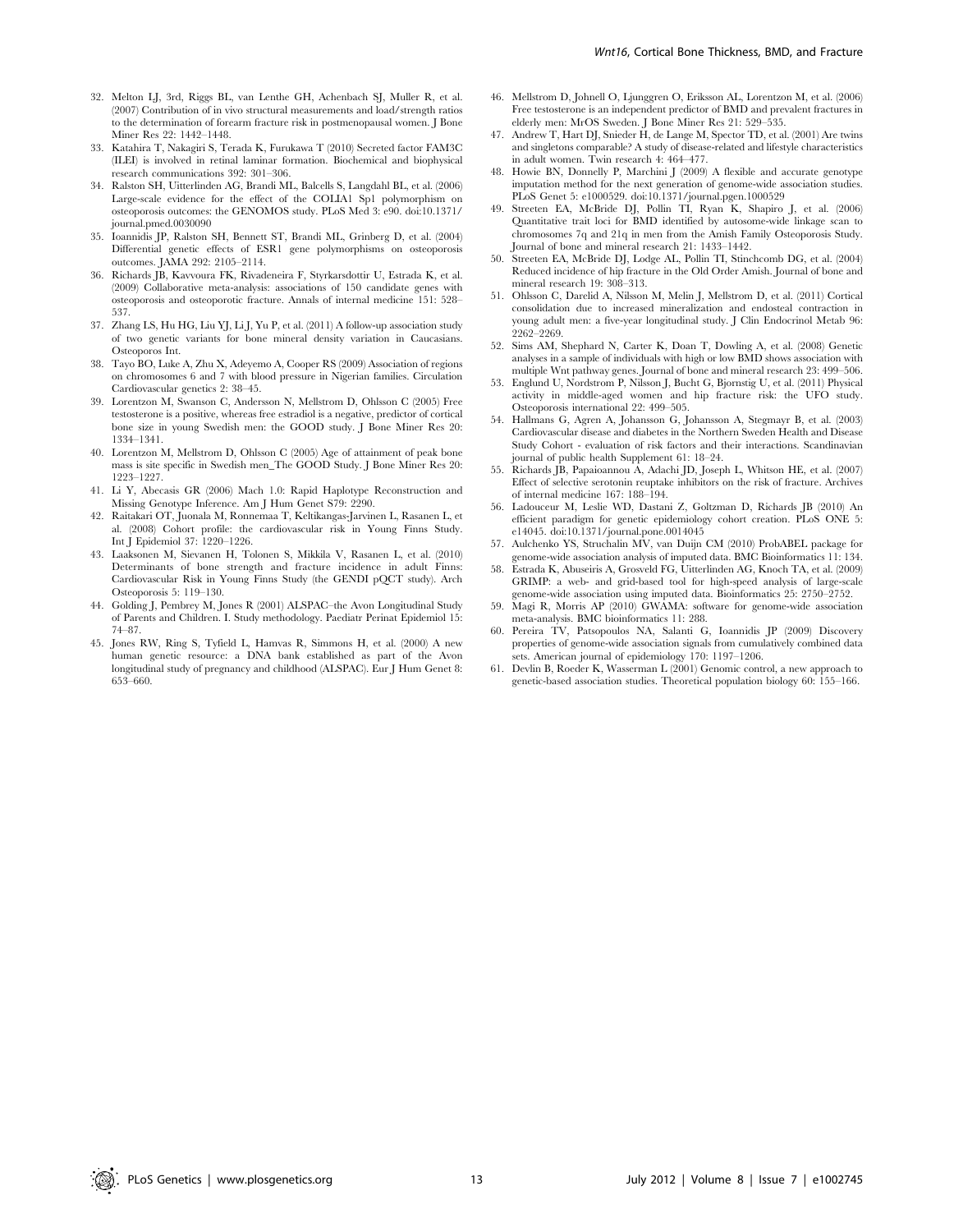32. Melton LJ, 3rd, Riggs BL, van Lenthe GH, Achenbach SJ, Muller R, et al. (2007) Contribution of in vivo structural measurements and load/strength ratios to the determination of forearm fracture risk in postmenopausal women. J Bone Miner Res 22: 1442–1448.
33. Katahira T, Nakagiri S, Terada K, Furukawa T (2010) Secreted factor FAM3C (ILEI) is involved in retinal laminar formation. Biochemical and biophysical research communications 392: 301–306.
34. Ralston SH, Uitterlinden AG, Brandi ML, Balcells S, Langdahl BL, et al. (2006) Large-scale evidence for the effect of the COLIA1 Sp1 polymorphism on osteoporosis outcomes: the GENOMOS study. PLoS Med 3: e90. doi:10.1371/journal.pmed.0030090
35. Ioannidis JP, Ralston SH, Bennett ST, Brandi ML, Grinberg D, et al. (2004) Differential genetic effects of ESR1 gene polymorphisms on osteoporosis outcomes. JAMA 292: 2105–2114.
36. Richards JB, Kavvoura FK, Rivadeneira F, Styrkarsdottir U, Estrada K, et al. (2009) Collaborative meta-analysis: associations of 150 candidate genes with osteoporosis and osteoporotic fracture. Annals of internal medicine 151: 528–537.
37. Zhang LS, Hu HG, Liu YJ, Li J, Yu P, et al. (2011) A follow-up association study of two genetic variants for bone mineral density variation in Caucasians. Osteoporos Int.
38. Tayo BO, Luke A, Zhu X, Adeyemo A, Cooper RS (2009) Association of regions on chromosomes 6 and 7 with blood pressure in Nigerian families. Circulation Cardiovascular genetics 2: 38–45.
39. Lorentzon M, Swanson C, Andersson N, Mellstrom D, Ohlsson C (2005) Free testosterone is a positive, whereas free estradiol is a negative, predictor of cortical bone size in young Swedish men: the GOOD study. J Bone Miner Res 20: 1334–1341.
40. Lorentzon M, Mellstrom D, Ohlsson C (2005) Age of attainment of peak bone mass is site specific in Swedish men_The GOOD Study. J Bone Miner Res 20: 1223–1227.
41. Li Y, Abecasis GR (2006) Mach 1.0: Rapid Haplotype Reconstruction and Missing Genotype Inference. Am J Hum Genet S79: 2290.
42. Raitakari OT, Juonala M, Ronnemaa T, Keltikangas-Jarvinen L, Rasanen L, et al. (2008) Cohort profile: the cardiovascular risk in Young Finns Study. Int J Epidemiol 37: 1220–1226.
43. Laaksonen M, Sievanen H, Tolonen S, Mikkila V, Rasanen L, et al. (2010) Determinants of bone strength and fracture incidence in adult Finns: Cardiovascular Risk in Young Finns Study (the GENDI pQCT study). Arch Osteoporosis 5: 119–130.
44. Golding J, Pembrey M, Jones R (2001) ALSPAC–the Avon Longitudinal Study of Parents and Children. I. Study methodology. Paediatr Perinat Epidemiol 15: 74–87.
45. Jones RW, Ring S, Tyfield L, Hamvas R, Simmons H, et al. (2000) A new human genetic resource: a DNA bank established as part of the Avon longitudinal study of pregnancy and childhood (ALSPAC). Eur J Hum Genet 8: 653–660.
46. Mellstrom D, Johnell O, Ljunggren O, Eriksson AL, Lorentzon M, et al. (2006) Free testosterone is an independent predictor of BMD and prevalent fractures in elderly men: MrOS Sweden. J Bone Miner Res 21: 529–535.
47. Andrew T, Hart DJ, Snieder H, de Lange M, Spector TD, et al. (2001) Are twins and singletons comparable? A study of disease-related and lifestyle characteristics in adult women. Twin research 4: 464–477.
48. Howie BN, Donnelly P, Marchini J (2009) A flexible and accurate genotype imputation method for the next generation of genome-wide association studies. PLoS Genet 5: e1000529. doi:10.1371/journal.pgen.1000529
49. Streeten EA, McBride DJ, Pollin TI, Ryan K, Shapiro J, et al. (2006) Quantitative trait loci for BMD identified by autosome-wide linkage scan to chromosomes 7q and 21q in men from the Amish Family Osteoporosis Study. Journal of bone and mineral research 21: 1433–1442.
50. Streeten EA, McBride DJ, Lodge AL, Pollin TI, Stinchcomb DG, et al. (2004) Reduced incidence of hip fracture in the Old Order Amish. Journal of bone and mineral research 19: 308–313.
51. Ohlsson C, Darelid A, Nilsson M, Melin J, Mellstrom D, et al. (2011) Cortical consolidation due to increased mineralization and endosteal contraction in young adult men: a five-year longitudinal study. J Clin Endocrinol Metab 96: 2262–2269.
52. Sims AM, Shephard N, Carter K, Doan T, Dowling A, et al. (2008) Genetic analyses in a sample of individuals with high or low BMD shows association with multiple Wnt pathway genes. Journal of bone and mineral research 23: 499–506.
53. Englund U, Nordstrom P, Nilsson J, Bucht G, Bjornstig U, et al. (2011) Physical activity in middle-aged women and hip fracture risk: the UFO study. Osteoporosis international 22: 499–505.
54. Hallmans G, Agren A, Johansson G, Johansson A, Stegmayr B, et al. (2003) Cardiovascular disease and diabetes in the Northern Sweden Health and Disease Study Cohort - evaluation of risk factors and their interactions. Scandinavian journal of public health Supplement 61: 18–24.
55. Richards JB, Papaioannou A, Adachi JD, Joseph L, Whitson HE, et al. (2007) Effect of selective serotonin reuptake inhibitors on the risk of fracture. Archives of internal medicine 167: 188–194.
56. Ladouceur M, Leslie WD, Dastani Z, Goltzman D, Richards JB (2010) An efficient paradigm for genetic epidemiology cohort creation. PLoS ONE 5: e14045. doi:10.1371/journal.pone.0014045
57. Aulchenko YS, Struchalin MV, van Duijn CM (2010) ProbABEL package for genome-wide association analysis of imputed data. BMC Bioinformatics 11: 134.
58. Estrada K, Abuseiris A, Grosveld FG, Uitterlinden AG, Knoch TA, et al. (2009) GRIMP: a web- and grid-based tool for high-speed analysis of large-scale genome-wide association using imputed data. Bioinformatics 25: 2750–2752.
59. Magi R, Morris AP (2010) GWAMA: software for genome-wide association meta-analysis. BMC bioinformatics 11: 288.
60. Pereira TV, Patsopoulos NA, Salanti G, Ioannidis JP (2009) Discovery properties of genome-wide association signals from cumulatively combined data sets. American journal of epidemiology 170: 1197–1206.
61. Devlin B, Roeder K, Wasserman L (2001) Genomic control, a new approach to genetic-based association studies. Theoretical population biology 60: 155–166.